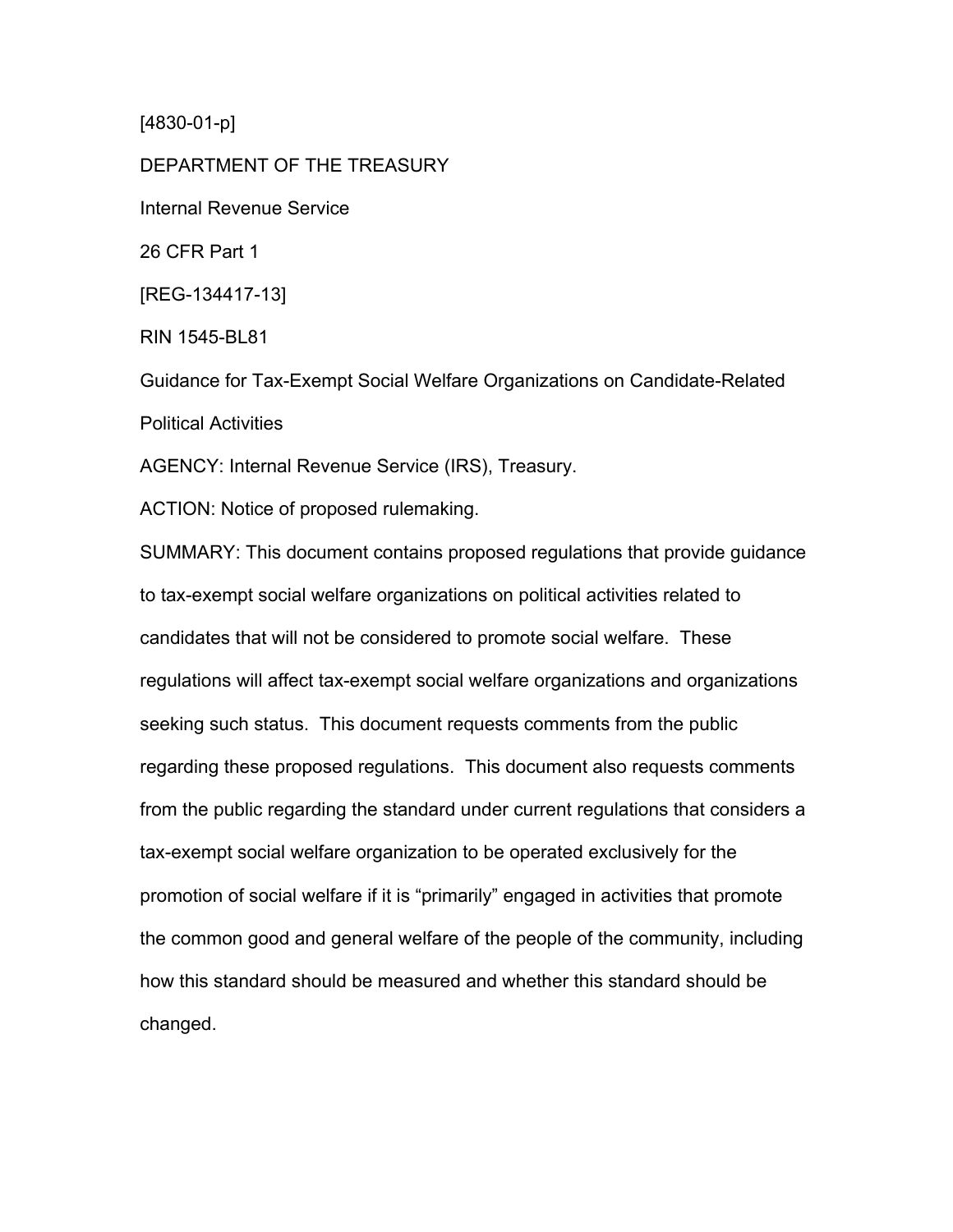[4830-01-p]

DEPARTMENT OF THE TREASURY

Internal Revenue Service

26 CFR Part 1

[REG-134417-13]

RIN 1545-BL81

Guidance for Tax-Exempt Social Welfare Organizations on Candidate-Related Political Activities

AGENCY: Internal Revenue Service (IRS), Treasury.

ACTION: Notice of proposed rulemaking.

SUMMARY: This document contains proposed regulations that provide guidance to tax-exempt social welfare organizations on political activities related to candidates that will not be considered to promote social welfare. These regulations will affect tax-exempt social welfare organizations and organizations seeking such status. This document requests comments from the public regarding these proposed regulations. This document also requests comments from the public regarding the standard under current regulations that considers a tax-exempt social welfare organization to be operated exclusively for the promotion of social welfare if it is "primarily" engaged in activities that promote the common good and general welfare of the people of the community, including how this standard should be measured and whether this standard should be changed.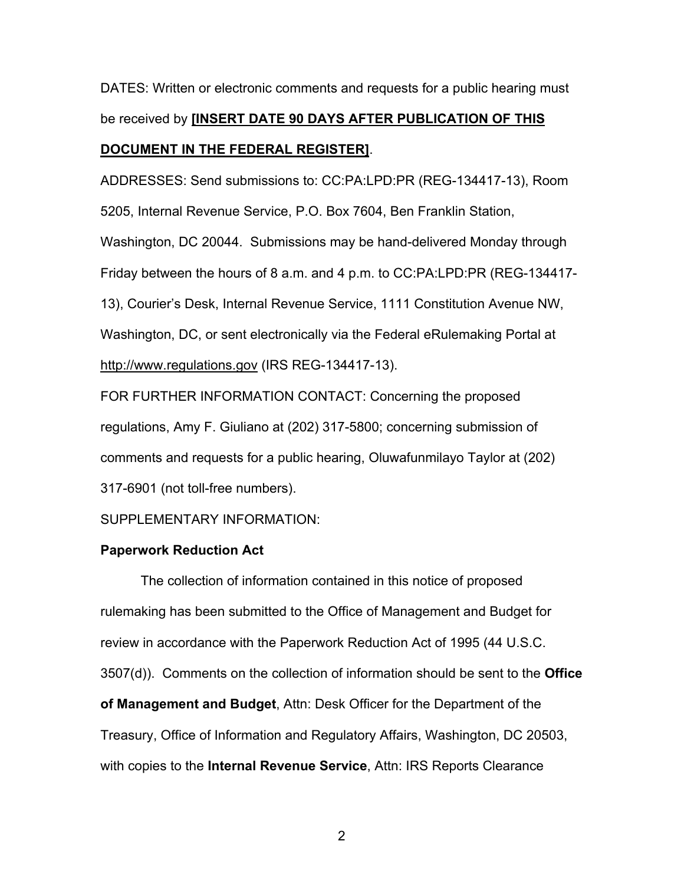DATES: Written or electronic comments and requests for a public hearing must be received by **[INSERT DATE 90 DAYS AFTER PUBLICATION OF THIS DOCUMENT IN THE FEDERAL REGISTER]**.

ADDRESSES: Send submissions to: CC:PA:LPD:PR (REG-134417-13), Room 5205, Internal Revenue Service, P.O. Box 7604, Ben Franklin Station, Washington, DC 20044. Submissions may be hand-delivered Monday through Friday between the hours of 8 a.m. and 4 p.m. to CC:PA:LPD:PR (REG-134417-13), Courier's Desk, Internal Revenue Service, 1111 Constitution Avenue NW, Washington, DC, or sent electronically via the Federal eRulemaking Portal at http://www.regulations.gov (IRS REG-134417-13).

FOR FURTHER INFORMATION CONTACT: Concerning the proposed regulations, Amy F. Giuliano at (202) 317-5800; concerning submission of comments and requests for a public hearing, Oluwafunmilayo Taylor at (202) 317-6901 (not toll-free numbers).

SUPPLEMENTARY INFORMATION:

**Paperwork Reduction Act**

The collection of information contained in this notice of proposed rulemaking has been submitted to the Office of Management and Budget for review in accordance with the Paperwork Reduction Act of 1995 (44 U.S.C. 3507(d)). Comments on the collection of information should be sent to the **Office of Management and Budget**, Attn: Desk Officer for the Department of the Treasury, Office of Information and Regulatory Affairs, Washington, DC 20503, with copies to the **Internal Revenue Service**, Attn: IRS Reports Clearance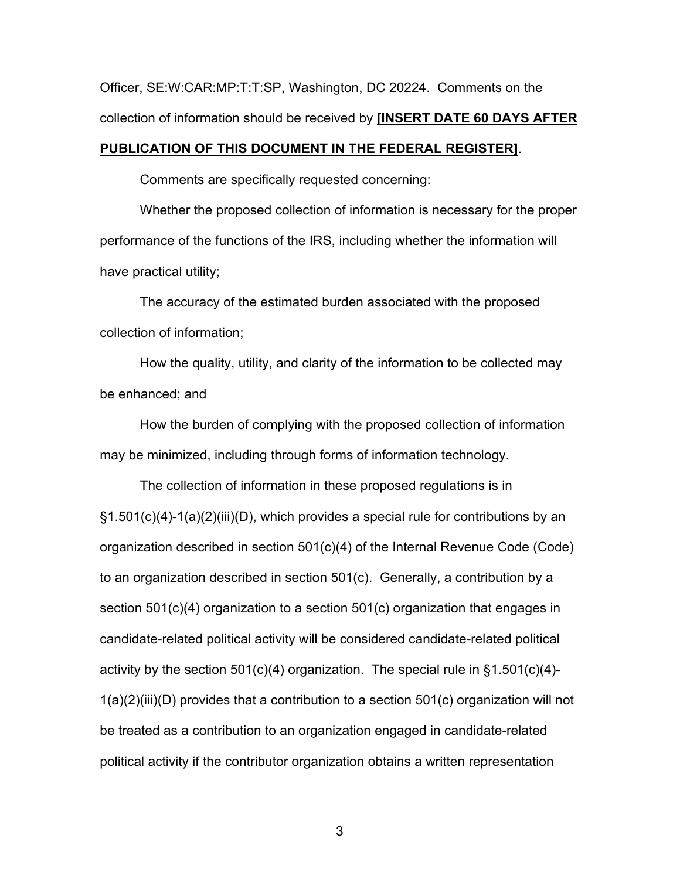Officer, SE:W:CAR:MP:T:T:SP, Washington, DC 20224. Comments on the collection of information should be received by **[INSERT DATE 60 DAYS AFTER PUBLICATION OF THIS DOCUMENT IN THE FEDERAL REGISTER]**.

Comments are specifically requested concerning:

Whether the proposed collection of information is necessary for the proper performance of the functions of the IRS, including whether the information will have practical utility;

The accuracy of the estimated burden associated with the proposed collection of information;

How the quality, utility, and clarity of the information to be collected may be enhanced; and

How the burden of complying with the proposed collection of information may be minimized, including through forms of information technology.

The collection of information in these proposed regulations is in §1.501(c)(4)-1(a)(2)(iii)(D), which provides a special rule for contributions by an organization described in section 501(c)(4) of the Internal Revenue Code (Code) to an organization described in section 501(c). Generally, a contribution by a section 501(c)(4) organization to a section 501(c) organization that engages in candidate-related political activity will be considered candidate-related political activity by the section 501(c)(4) organization. The special rule in §1.501(c)(4)-1(a)(2)(iii)(D) provides that a contribution to a section 501(c) organization will not be treated as a contribution to an organization engaged in candidate-related political activity if the contributor organization obtains a written representation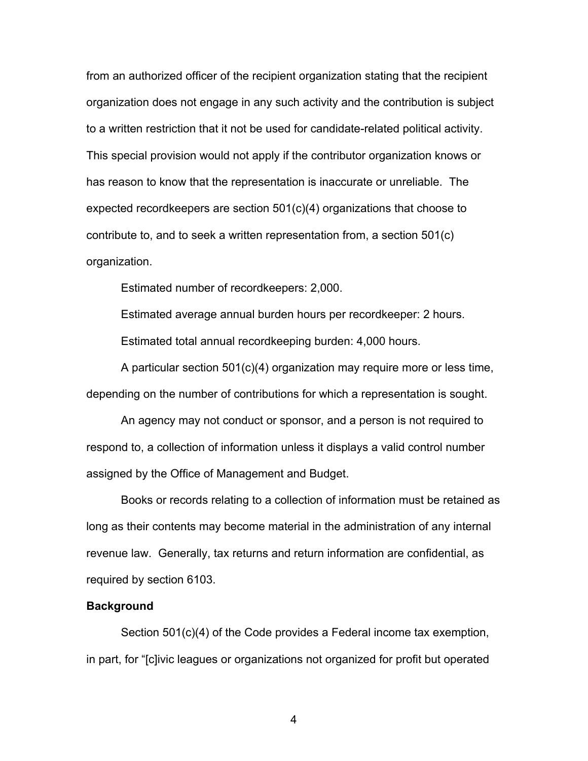from an authorized officer of the recipient organization stating that the recipient organization does not engage in any such activity and the contribution is subject to a written restriction that it not be used for candidate-related political activity. This special provision would not apply if the contributor organization knows or has reason to know that the representation is inaccurate or unreliable. The expected recordkeepers are section 501(c)(4) organizations that choose to contribute to, and to seek a written representation from, a section 501(c) organization.

Estimated number of recordkeepers: 2,000.

Estimated average annual burden hours per recordkeeper: 2 hours.

Estimated total annual recordkeeping burden: 4,000 hours.

A particular section 501(c)(4) organization may require more or less time, depending on the number of contributions for which a representation is sought.

An agency may not conduct or sponsor, and a person is not required to respond to, a collection of information unless it displays a valid control number assigned by the Office of Management and Budget.

Books or records relating to a collection of information must be retained as long as their contents may become material in the administration of any internal revenue law. Generally, tax returns and return information are confidential, as required by section 6103.

**Background**

Section 501(c)(4) of the Code provides a Federal income tax exemption, in part, for "[c]ivic leagues or organizations not organized for profit but operated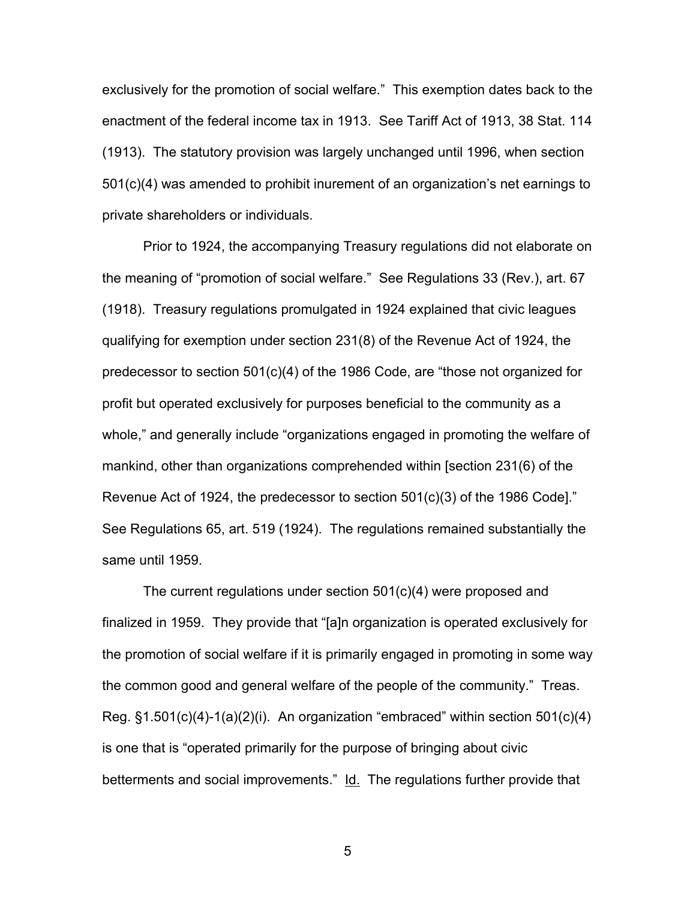exclusively for the promotion of social welfare." This exemption dates back to the enactment of the federal income tax in 1913. See Tariff Act of 1913, 38 Stat. 114 (1913). The statutory provision was largely unchanged until 1996, when section 501(c)(4) was amended to prohibit inurement of an organization's net earnings to private shareholders or individuals.

Prior to 1924, the accompanying Treasury regulations did not elaborate on the meaning of "promotion of social welfare." See Regulations 33 (Rev.), art. 67 (1918). Treasury regulations promulgated in 1924 explained that civic leagues qualifying for exemption under section 231(8) of the Revenue Act of 1924, the predecessor to section 501(c)(4) of the 1986 Code, are "those not organized for profit but operated exclusively for purposes beneficial to the community as a whole," and generally include "organizations engaged in promoting the welfare of mankind, other than organizations comprehended within [section 231(6) of the Revenue Act of 1924, the predecessor to section 501(c)(3) of the 1986 Code]." See Regulations 65, art. 519 (1924). The regulations remained substantially the same until 1959.

The current regulations under section 501(c)(4) were proposed and finalized in 1959. They provide that "[a]n organization is operated exclusively for the promotion of social welfare if it is primarily engaged in promoting in some way the common good and general welfare of the people of the community." Treas. Reg. §1.501(c)(4)-1(a)(2)(i). An organization "embraced" within section 501(c)(4) is one that is "operated primarily for the purpose of bringing about civic betterments and social improvements." Id. The regulations further provide that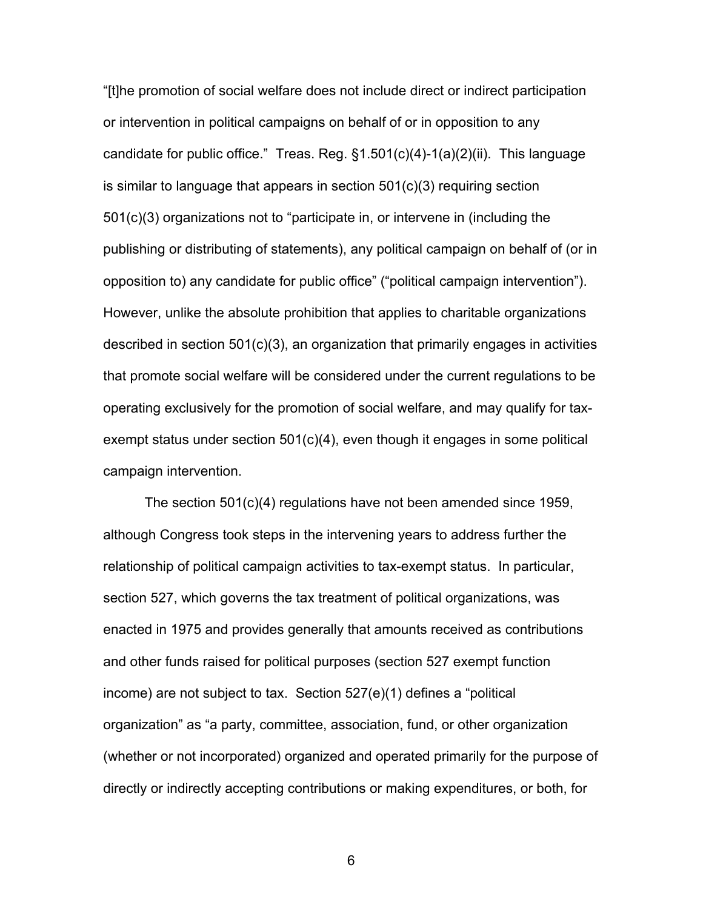"[t]he promotion of social welfare does not include direct or indirect participation or intervention in political campaigns on behalf of or in opposition to any candidate for public office." Treas. Reg. §1.501(c)(4)-1(a)(2)(ii). This language is similar to language that appears in section 501(c)(3) requiring section 501(c)(3) organizations not to "participate in, or intervene in (including the publishing or distributing of statements), any political campaign on behalf of (or in opposition to) any candidate for public office" ("political campaign intervention"). However, unlike the absolute prohibition that applies to charitable organizations described in section 501(c)(3), an organization that primarily engages in activities that promote social welfare will be considered under the current regulations to be operating exclusively for the promotion of social welfare, and may qualify for tax-exempt status under section 501(c)(4), even though it engages in some political campaign intervention.

The section 501(c)(4) regulations have not been amended since 1959, although Congress took steps in the intervening years to address further the relationship of political campaign activities to tax-exempt status. In particular, section 527, which governs the tax treatment of political organizations, was enacted in 1975 and provides generally that amounts received as contributions and other funds raised for political purposes (section 527 exempt function income) are not subject to tax. Section 527(e)(1) defines a "political organization" as "a party, committee, association, fund, or other organization (whether or not incorporated) organized and operated primarily for the purpose of directly or indirectly accepting contributions or making expenditures, or both, for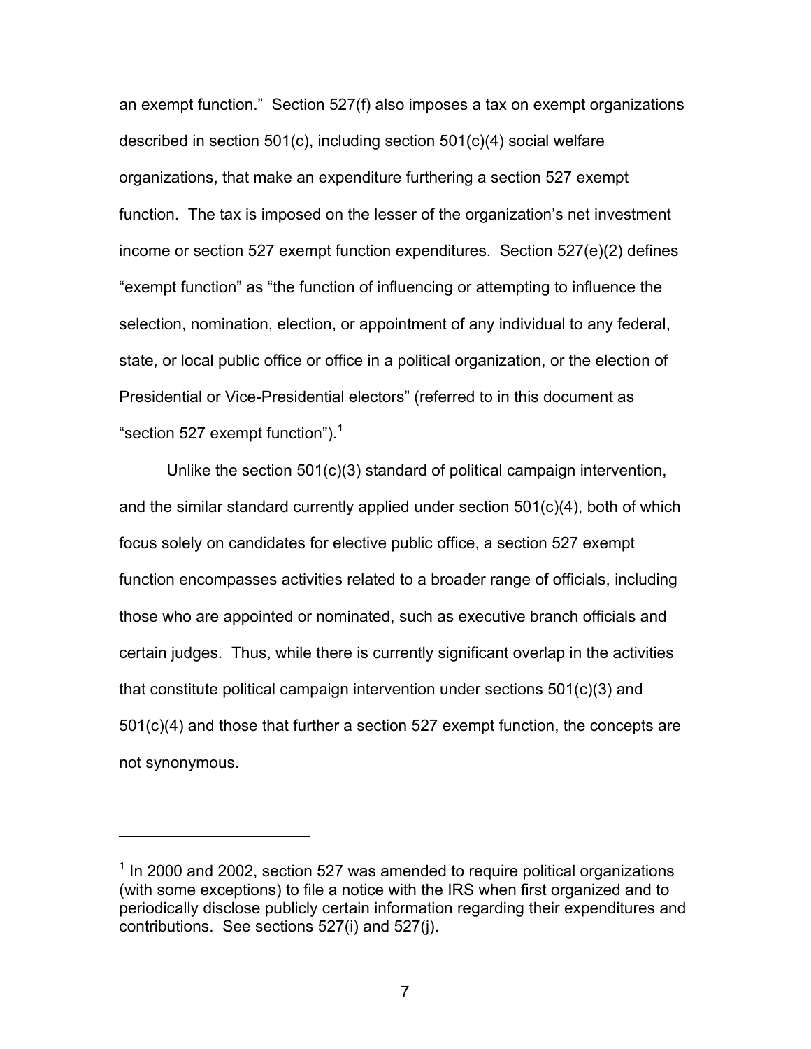an exempt function." Section 527(f) also imposes a tax on exempt organizations described in section 501(c), including section 501(c)(4) social welfare organizations, that make an expenditure furthering a section 527 exempt function. The tax is imposed on the lesser of the organization's net investment income or section 527 exempt function expenditures. Section 527(e)(2) defines "exempt function" as "the function of influencing or attempting to influence the selection, nomination, election, or appointment of any individual to any federal, state, or local public office or office in a political organization, or the election of Presidential or Vice-Presidential electors" (referred to in this document as "section 527 exempt function").[1]

Unlike the section 501(c)(3) standard of political campaign intervention, and the similar standard currently applied under section 501(c)(4), both of which focus solely on candidates for elective public office, a section 527 exempt function encompasses activities related to a broader range of officials, including those who are appointed or nominated, such as executive branch officials and certain judges. Thus, while there is currently significant overlap in the activities that constitute political campaign intervention under sections 501(c)(3) and 501(c)(4) and those that further a section 527 exempt function, the concepts are not synonymous.

---

[1] In 2000 and 2002, section 527 was amended to require political organizations (with some exceptions) to file a notice with the IRS when first organized and to periodically disclose publicly certain information regarding their expenditures and contributions. See sections 527(i) and 527(j).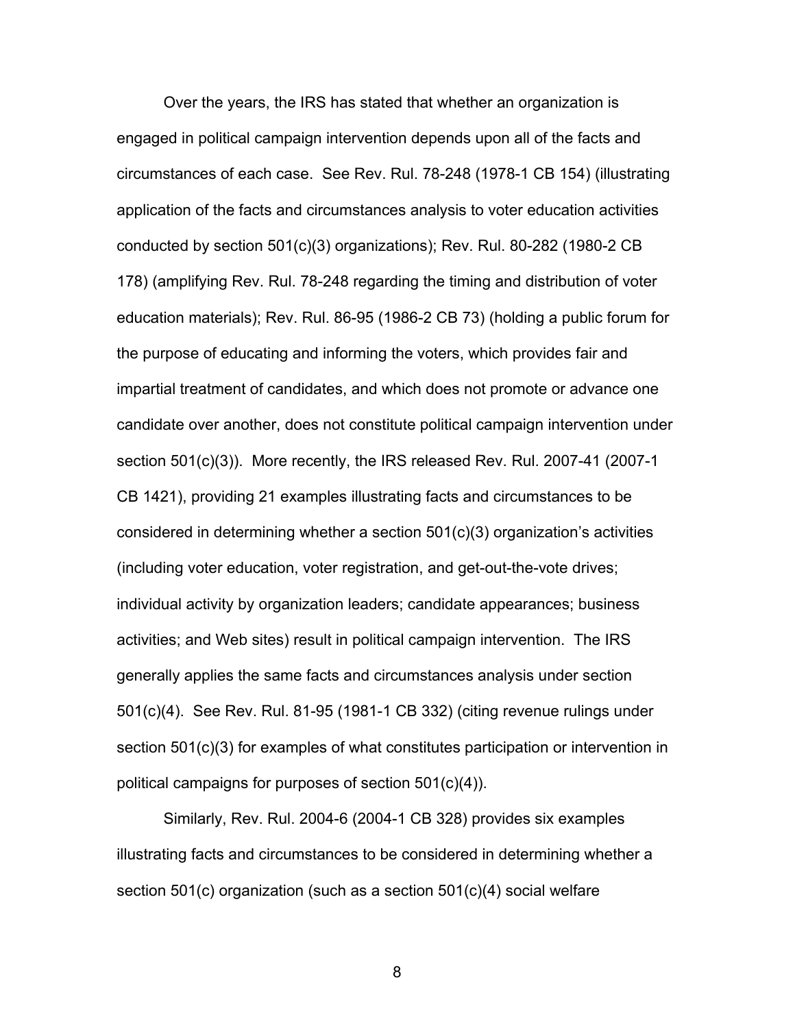Over the years, the IRS has stated that whether an organization is engaged in political campaign intervention depends upon all of the facts and circumstances of each case. See Rev. Rul. 78-248 (1978-1 CB 154) (illustrating application of the facts and circumstances analysis to voter education activities conducted by section 501(c)(3) organizations); Rev. Rul. 80-282 (1980-2 CB 178) (amplifying Rev. Rul. 78-248 regarding the timing and distribution of voter education materials); Rev. Rul. 86-95 (1986-2 CB 73) (holding a public forum for the purpose of educating and informing the voters, which provides fair and impartial treatment of candidates, and which does not promote or advance one candidate over another, does not constitute political campaign intervention under section 501(c)(3)). More recently, the IRS released Rev. Rul. 2007-41 (2007-1 CB 1421), providing 21 examples illustrating facts and circumstances to be considered in determining whether a section 501(c)(3) organization's activities (including voter education, voter registration, and get-out-the-vote drives; individual activity by organization leaders; candidate appearances; business activities; and Web sites) result in political campaign intervention. The IRS generally applies the same facts and circumstances analysis under section 501(c)(4). See Rev. Rul. 81-95 (1981-1 CB 332) (citing revenue rulings under section 501(c)(3) for examples of what constitutes participation or intervention in political campaigns for purposes of section 501(c)(4)).

Similarly, Rev. Rul. 2004-6 (2004-1 CB 328) provides six examples illustrating facts and circumstances to be considered in determining whether a section 501(c) organization (such as a section 501(c)(4) social welfare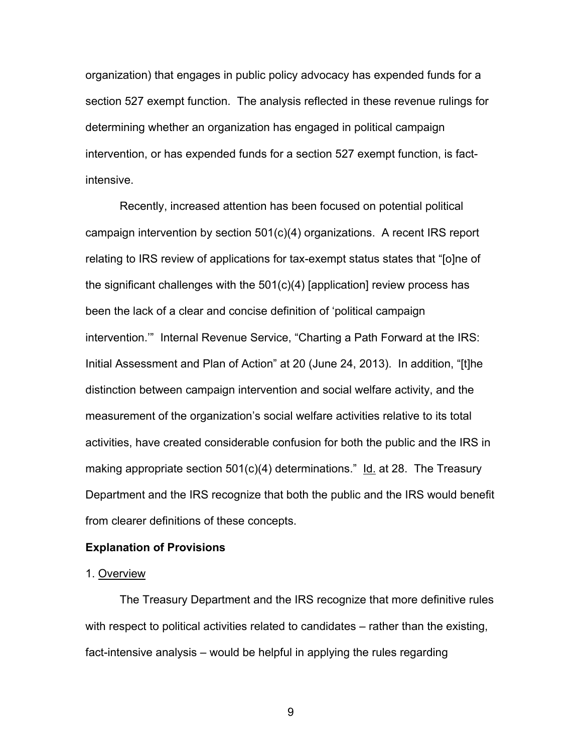organization) that engages in public policy advocacy has expended funds for a section 527 exempt function. The analysis reflected in these revenue rulings for determining whether an organization has engaged in political campaign intervention, or has expended funds for a section 527 exempt function, is fact-intensive.

Recently, increased attention has been focused on potential political campaign intervention by section 501(c)(4) organizations. A recent IRS report relating to IRS review of applications for tax-exempt status states that "[o]ne of the significant challenges with the 501(c)(4) [application] review process has been the lack of a clear and concise definition of 'political campaign intervention.'" Internal Revenue Service, "Charting a Path Forward at the IRS: Initial Assessment and Plan of Action" at 20 (June 24, 2013). In addition, "[t]he distinction between campaign intervention and social welfare activity, and the measurement of the organization's social welfare activities relative to its total activities, have created considerable confusion for both the public and the IRS in making appropriate section 501(c)(4) determinations." Id. at 28. The Treasury Department and the IRS recognize that both the public and the IRS would benefit from clearer definitions of these concepts.

**Explanation of Provisions**

1. Overview

The Treasury Department and the IRS recognize that more definitive rules with respect to political activities related to candidates – rather than the existing, fact-intensive analysis – would be helpful in applying the rules regarding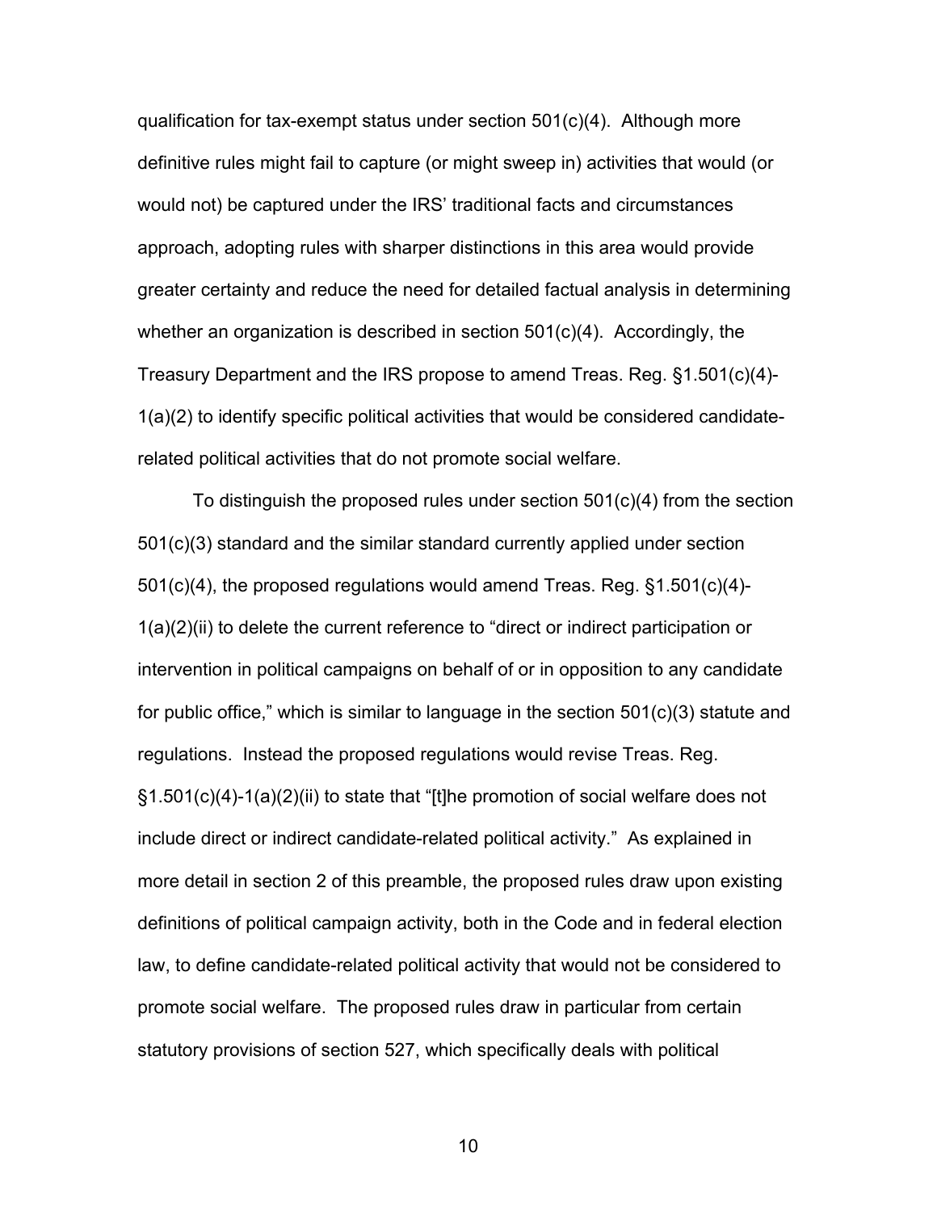qualification for tax-exempt status under section 501(c)(4). Although more definitive rules might fail to capture (or might sweep in) activities that would (or would not) be captured under the IRS' traditional facts and circumstances approach, adopting rules with sharper distinctions in this area would provide greater certainty and reduce the need for detailed factual analysis in determining whether an organization is described in section 501(c)(4). Accordingly, the Treasury Department and the IRS propose to amend Treas. Reg. §1.501(c)(4)-1(a)(2) to identify specific political activities that would be considered candidate-related political activities that do not promote social welfare.

To distinguish the proposed rules under section 501(c)(4) from the section 501(c)(3) standard and the similar standard currently applied under section 501(c)(4), the proposed regulations would amend Treas. Reg. §1.501(c)(4)-1(a)(2)(ii) to delete the current reference to "direct or indirect participation or intervention in political campaigns on behalf of or in opposition to any candidate for public office," which is similar to language in the section 501(c)(3) statute and regulations. Instead the proposed regulations would revise Treas. Reg. §1.501(c)(4)-1(a)(2)(ii) to state that "[t]he promotion of social welfare does not include direct or indirect candidate-related political activity." As explained in more detail in section 2 of this preamble, the proposed rules draw upon existing definitions of political campaign activity, both in the Code and in federal election law, to define candidate-related political activity that would not be considered to promote social welfare. The proposed rules draw in particular from certain statutory provisions of section 527, which specifically deals with political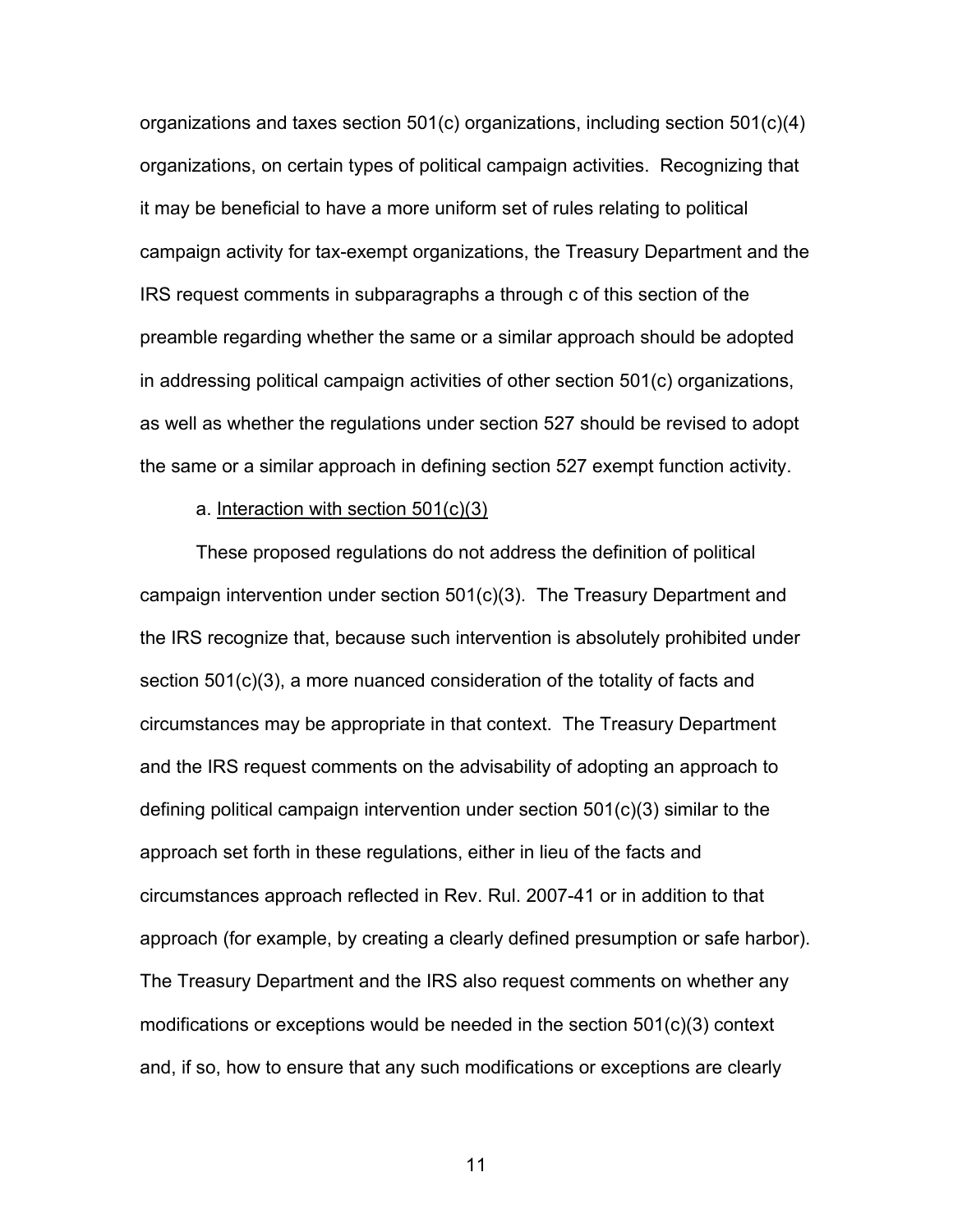organizations and taxes section 501(c) organizations, including section 501(c)(4) organizations, on certain types of political campaign activities. Recognizing that it may be beneficial to have a more uniform set of rules relating to political campaign activity for tax-exempt organizations, the Treasury Department and the IRS request comments in subparagraphs a through c of this section of the preamble regarding whether the same or a similar approach should be adopted in addressing political campaign activities of other section 501(c) organizations, as well as whether the regulations under section 527 should be revised to adopt the same or a similar approach in defining section 527 exempt function activity.

a. Interaction with section 501(c)(3)

These proposed regulations do not address the definition of political campaign intervention under section 501(c)(3). The Treasury Department and the IRS recognize that, because such intervention is absolutely prohibited under section 501(c)(3), a more nuanced consideration of the totality of facts and circumstances may be appropriate in that context. The Treasury Department and the IRS request comments on the advisability of adopting an approach to defining political campaign intervention under section 501(c)(3) similar to the approach set forth in these regulations, either in lieu of the facts and circumstances approach reflected in Rev. Rul. 2007-41 or in addition to that approach (for example, by creating a clearly defined presumption or safe harbor). The Treasury Department and the IRS also request comments on whether any modifications or exceptions would be needed in the section 501(c)(3) context and, if so, how to ensure that any such modifications or exceptions are clearly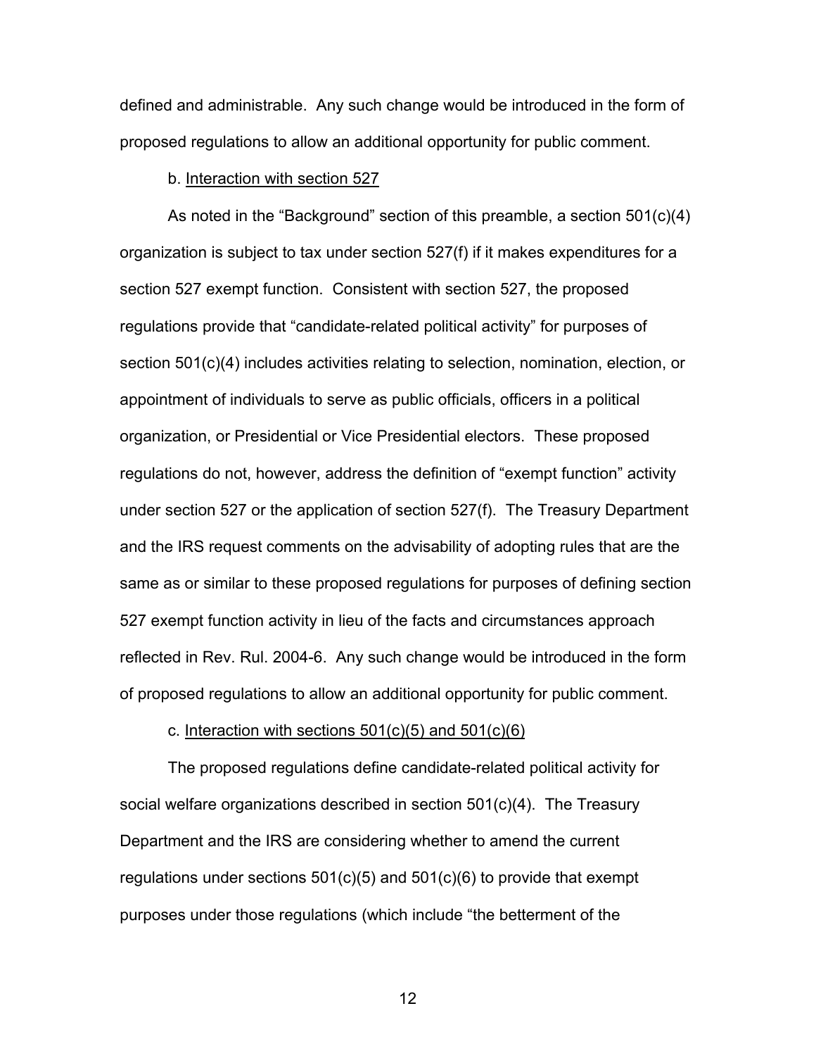defined and administrable. Any such change would be introduced in the form of proposed regulations to allow an additional opportunity for public comment.

b. <u>Interaction with section 527</u>

As noted in the "Background" section of this preamble, a section 501(c)(4) organization is subject to tax under section 527(f) if it makes expenditures for a section 527 exempt function. Consistent with section 527, the proposed regulations provide that "candidate-related political activity" for purposes of section 501(c)(4) includes activities relating to selection, nomination, election, or appointment of individuals to serve as public officials, officers in a political organization, or Presidential or Vice Presidential electors. These proposed regulations do not, however, address the definition of "exempt function" activity under section 527 or the application of section 527(f). The Treasury Department and the IRS request comments on the advisability of adopting rules that are the same as or similar to these proposed regulations for purposes of defining section 527 exempt function activity in lieu of the facts and circumstances approach reflected in Rev. Rul. 2004-6. Any such change would be introduced in the form of proposed regulations to allow an additional opportunity for public comment.

c. <u>Interaction with sections 501(c)(5) and 501(c)(6)</u>

The proposed regulations define candidate-related political activity for social welfare organizations described in section 501(c)(4). The Treasury Department and the IRS are considering whether to amend the current regulations under sections 501(c)(5) and 501(c)(6) to provide that exempt purposes under those regulations (which include "the betterment of the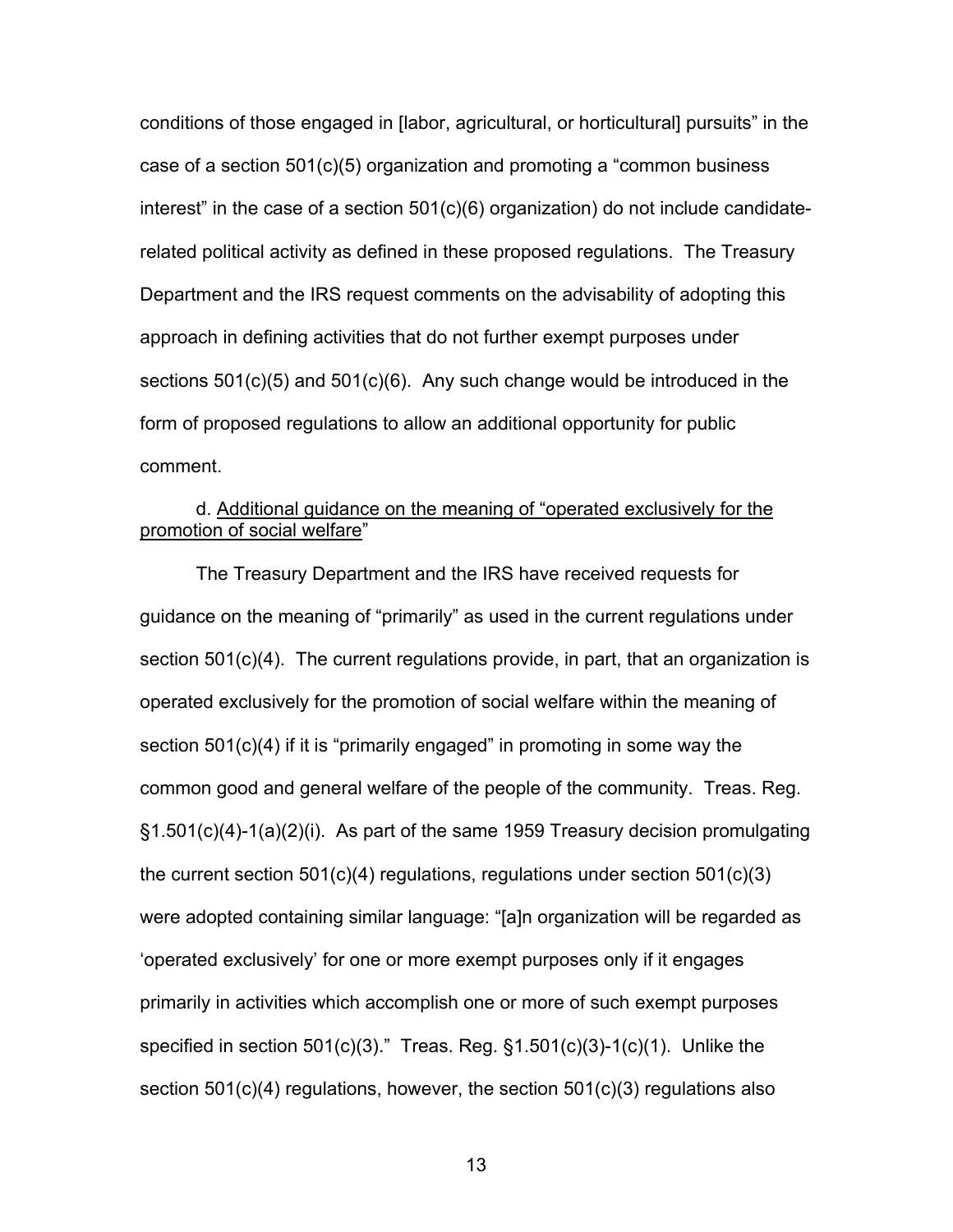conditions of those engaged in [labor, agricultural, or horticultural] pursuits" in the case of a section 501(c)(5) organization and promoting a "common business interest" in the case of a section 501(c)(6) organization) do not include candidate-related political activity as defined in these proposed regulations. The Treasury Department and the IRS request comments on the advisability of adopting this approach in defining activities that do not further exempt purposes under sections 501(c)(5) and 501(c)(6). Any such change would be introduced in the form of proposed regulations to allow an additional opportunity for public comment.

d. <u>Additional guidance on the meaning of "operated exclusively for the promotion of social welfare"</u>

The Treasury Department and the IRS have received requests for guidance on the meaning of "primarily" as used in the current regulations under section 501(c)(4). The current regulations provide, in part, that an organization is operated exclusively for the promotion of social welfare within the meaning of section 501(c)(4) if it is "primarily engaged" in promoting in some way the common good and general welfare of the people of the community. Treas. Reg. §1.501(c)(4)-1(a)(2)(i). As part of the same 1959 Treasury decision promulgating the current section 501(c)(4) regulations, regulations under section 501(c)(3) were adopted containing similar language: "[a]n organization will be regarded as 'operated exclusively' for one or more exempt purposes only if it engages primarily in activities which accomplish one or more of such exempt purposes specified in section 501(c)(3)." Treas. Reg. §1.501(c)(3)-1(c)(1). Unlike the section 501(c)(4) regulations, however, the section 501(c)(3) regulations also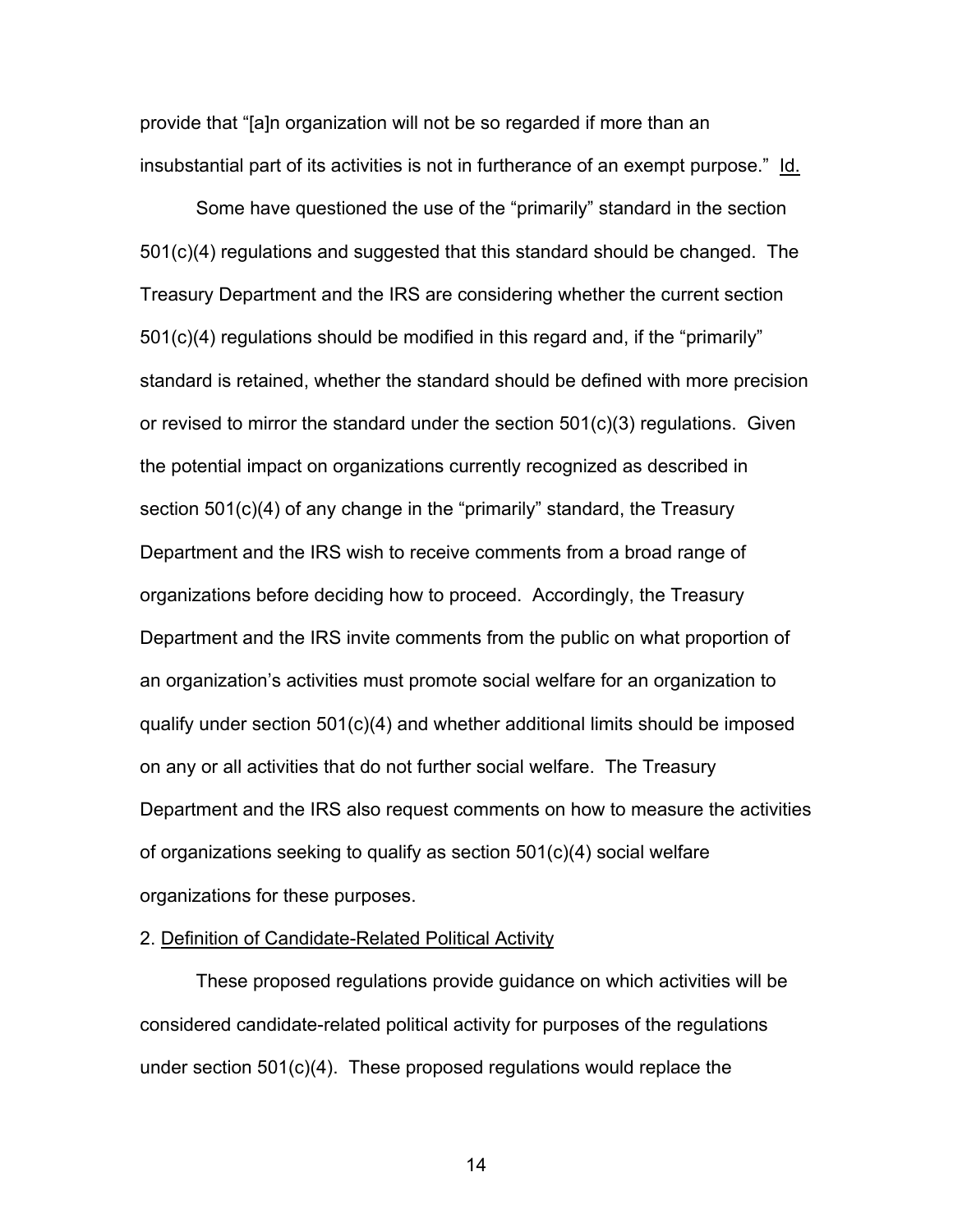provide that "[a]n organization will not be so regarded if more than an insubstantial part of its activities is not in furtherance of an exempt purpose." Id.

Some have questioned the use of the "primarily" standard in the section 501(c)(4) regulations and suggested that this standard should be changed. The Treasury Department and the IRS are considering whether the current section 501(c)(4) regulations should be modified in this regard and, if the "primarily" standard is retained, whether the standard should be defined with more precision or revised to mirror the standard under the section 501(c)(3) regulations. Given the potential impact on organizations currently recognized as described in section 501(c)(4) of any change in the "primarily" standard, the Treasury Department and the IRS wish to receive comments from a broad range of organizations before deciding how to proceed. Accordingly, the Treasury Department and the IRS invite comments from the public on what proportion of an organization's activities must promote social welfare for an organization to qualify under section 501(c)(4) and whether additional limits should be imposed on any or all activities that do not further social welfare. The Treasury Department and the IRS also request comments on how to measure the activities of organizations seeking to qualify as section 501(c)(4) social welfare organizations for these purposes.

2. Definition of Candidate-Related Political Activity

These proposed regulations provide guidance on which activities will be considered candidate-related political activity for purposes of the regulations under section 501(c)(4). These proposed regulations would replace the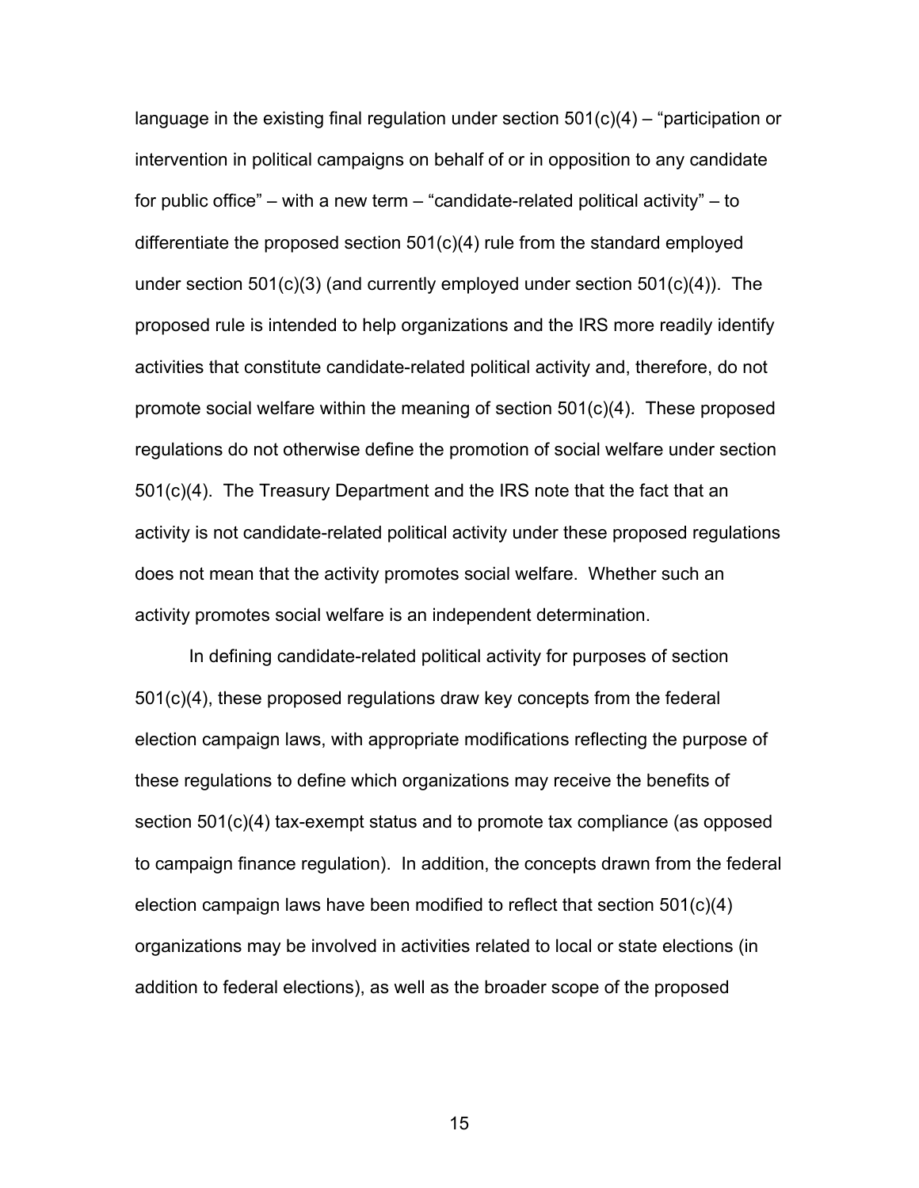language in the existing final regulation under section 501(c)(4) – "participation or intervention in political campaigns on behalf of or in opposition to any candidate for public office" – with a new term – "candidate-related political activity" – to differentiate the proposed section 501(c)(4) rule from the standard employed under section 501(c)(3) (and currently employed under section 501(c)(4)). The proposed rule is intended to help organizations and the IRS more readily identify activities that constitute candidate-related political activity and, therefore, do not promote social welfare within the meaning of section 501(c)(4). These proposed regulations do not otherwise define the promotion of social welfare under section 501(c)(4). The Treasury Department and the IRS note that the fact that an activity is not candidate-related political activity under these proposed regulations does not mean that the activity promotes social welfare. Whether such an activity promotes social welfare is an independent determination.

In defining candidate-related political activity for purposes of section 501(c)(4), these proposed regulations draw key concepts from the federal election campaign laws, with appropriate modifications reflecting the purpose of these regulations to define which organizations may receive the benefits of section 501(c)(4) tax-exempt status and to promote tax compliance (as opposed to campaign finance regulation). In addition, the concepts drawn from the federal election campaign laws have been modified to reflect that section 501(c)(4) organizations may be involved in activities related to local or state elections (in addition to federal elections), as well as the broader scope of the proposed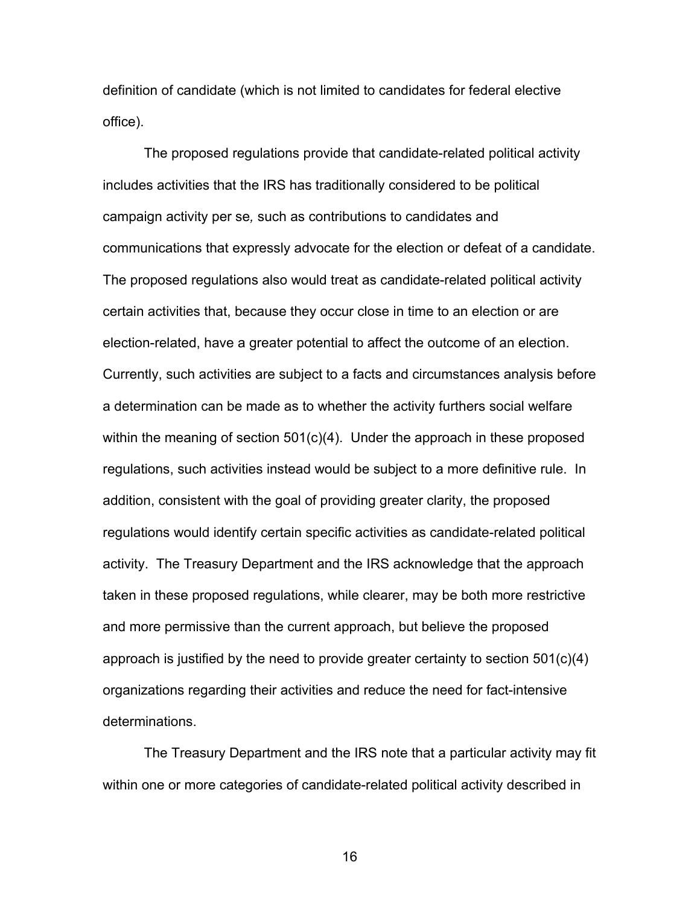definition of candidate (which is not limited to candidates for federal elective office).

The proposed regulations provide that candidate-related political activity includes activities that the IRS has traditionally considered to be political campaign activity per se*,* such as contributions to candidates and communications that expressly advocate for the election or defeat of a candidate. The proposed regulations also would treat as candidate-related political activity certain activities that, because they occur close in time to an election or are election-related, have a greater potential to affect the outcome of an election. Currently, such activities are subject to a facts and circumstances analysis before a determination can be made as to whether the activity furthers social welfare within the meaning of section 501(c)(4). Under the approach in these proposed regulations, such activities instead would be subject to a more definitive rule. In addition, consistent with the goal of providing greater clarity, the proposed regulations would identify certain specific activities as candidate-related political activity. The Treasury Department and the IRS acknowledge that the approach taken in these proposed regulations, while clearer, may be both more restrictive and more permissive than the current approach, but believe the proposed approach is justified by the need to provide greater certainty to section 501(c)(4) organizations regarding their activities and reduce the need for fact-intensive determinations.

The Treasury Department and the IRS note that a particular activity may fit within one or more categories of candidate-related political activity described in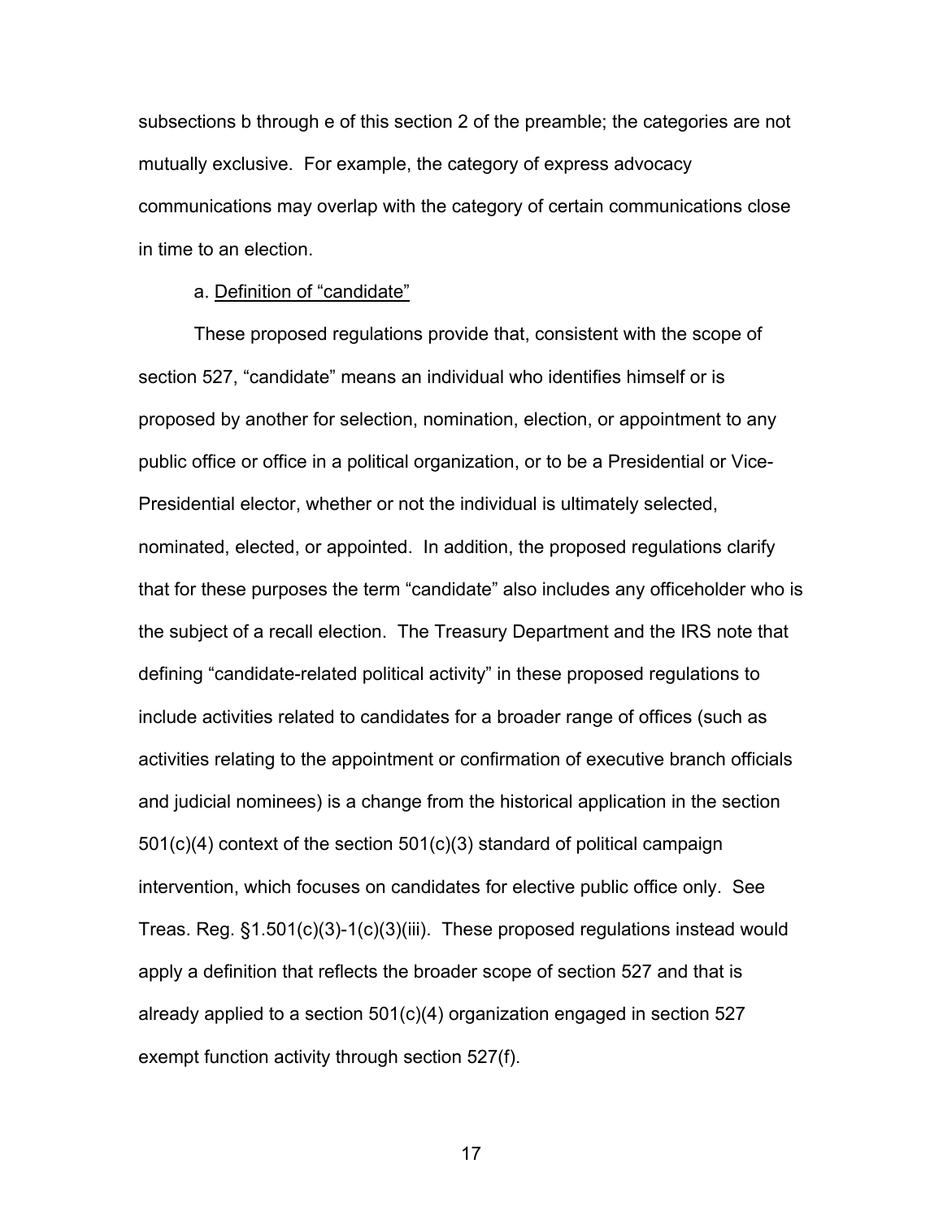subsections b through e of this section 2 of the preamble; the categories are not mutually exclusive. For example, the category of express advocacy communications may overlap with the category of certain communications close in time to an election.

a. Definition of "candidate"

These proposed regulations provide that, consistent with the scope of section 527, "candidate" means an individual who identifies himself or is proposed by another for selection, nomination, election, or appointment to any public office or office in a political organization, or to be a Presidential or Vice-Presidential elector, whether or not the individual is ultimately selected, nominated, elected, or appointed. In addition, the proposed regulations clarify that for these purposes the term "candidate" also includes any officeholder who is the subject of a recall election. The Treasury Department and the IRS note that defining "candidate-related political activity" in these proposed regulations to include activities related to candidates for a broader range of offices (such as activities relating to the appointment or confirmation of executive branch officials and judicial nominees) is a change from the historical application in the section 501(c)(4) context of the section 501(c)(3) standard of political campaign intervention, which focuses on candidates for elective public office only. See Treas. Reg. §1.501(c)(3)-1(c)(3)(iii). These proposed regulations instead would apply a definition that reflects the broader scope of section 527 and that is already applied to a section 501(c)(4) organization engaged in section 527 exempt function activity through section 527(f).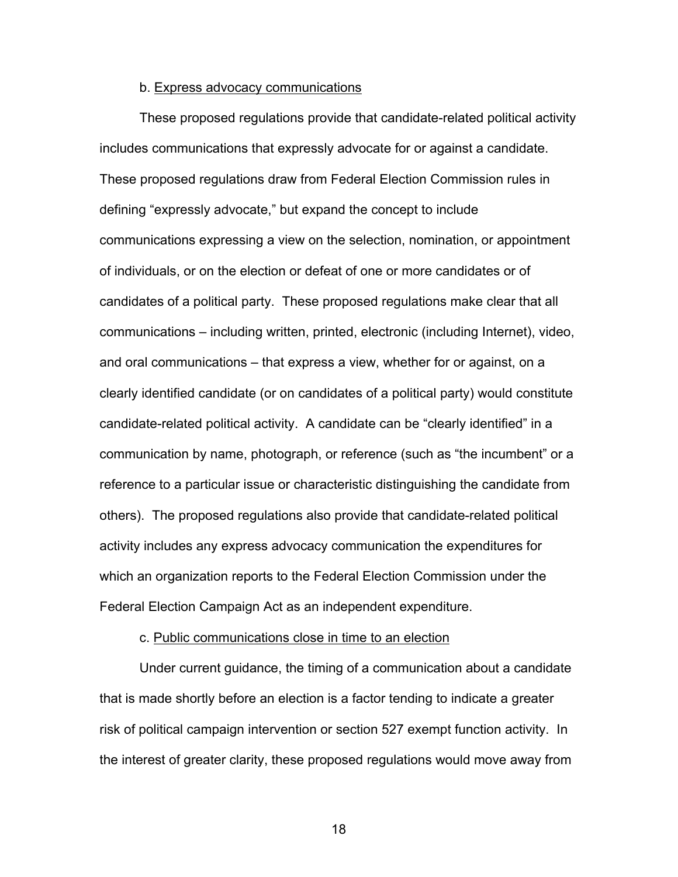b. Express advocacy communications

These proposed regulations provide that candidate-related political activity includes communications that expressly advocate for or against a candidate. These proposed regulations draw from Federal Election Commission rules in defining "expressly advocate," but expand the concept to include communications expressing a view on the selection, nomination, or appointment of individuals, or on the election or defeat of one or more candidates or of candidates of a political party. These proposed regulations make clear that all communications – including written, printed, electronic (including Internet), video, and oral communications – that express a view, whether for or against, on a clearly identified candidate (or on candidates of a political party) would constitute candidate-related political activity. A candidate can be "clearly identified" in a communication by name, photograph, or reference (such as "the incumbent" or a reference to a particular issue or characteristic distinguishing the candidate from others). The proposed regulations also provide that candidate-related political activity includes any express advocacy communication the expenditures for which an organization reports to the Federal Election Commission under the Federal Election Campaign Act as an independent expenditure.

c. Public communications close in time to an election

Under current guidance, the timing of a communication about a candidate that is made shortly before an election is a factor tending to indicate a greater risk of political campaign intervention or section 527 exempt function activity. In the interest of greater clarity, these proposed regulations would move away from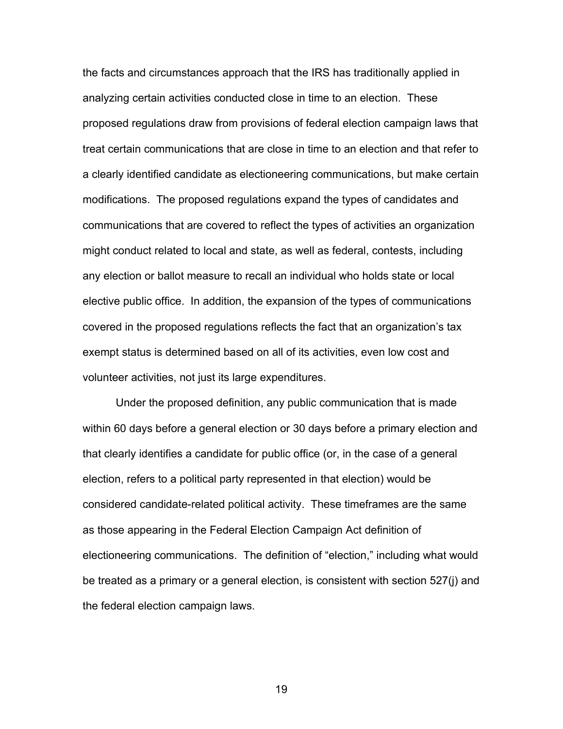the facts and circumstances approach that the IRS has traditionally applied in analyzing certain activities conducted close in time to an election. These proposed regulations draw from provisions of federal election campaign laws that treat certain communications that are close in time to an election and that refer to a clearly identified candidate as electioneering communications, but make certain modifications. The proposed regulations expand the types of candidates and communications that are covered to reflect the types of activities an organization might conduct related to local and state, as well as federal, contests, including any election or ballot measure to recall an individual who holds state or local elective public office. In addition, the expansion of the types of communications covered in the proposed regulations reflects the fact that an organization's tax exempt status is determined based on all of its activities, even low cost and volunteer activities, not just its large expenditures.

Under the proposed definition, any public communication that is made within 60 days before a general election or 30 days before a primary election and that clearly identifies a candidate for public office (or, in the case of a general election, refers to a political party represented in that election) would be considered candidate-related political activity. These timeframes are the same as those appearing in the Federal Election Campaign Act definition of electioneering communications. The definition of "election," including what would be treated as a primary or a general election, is consistent with section 527(j) and the federal election campaign laws.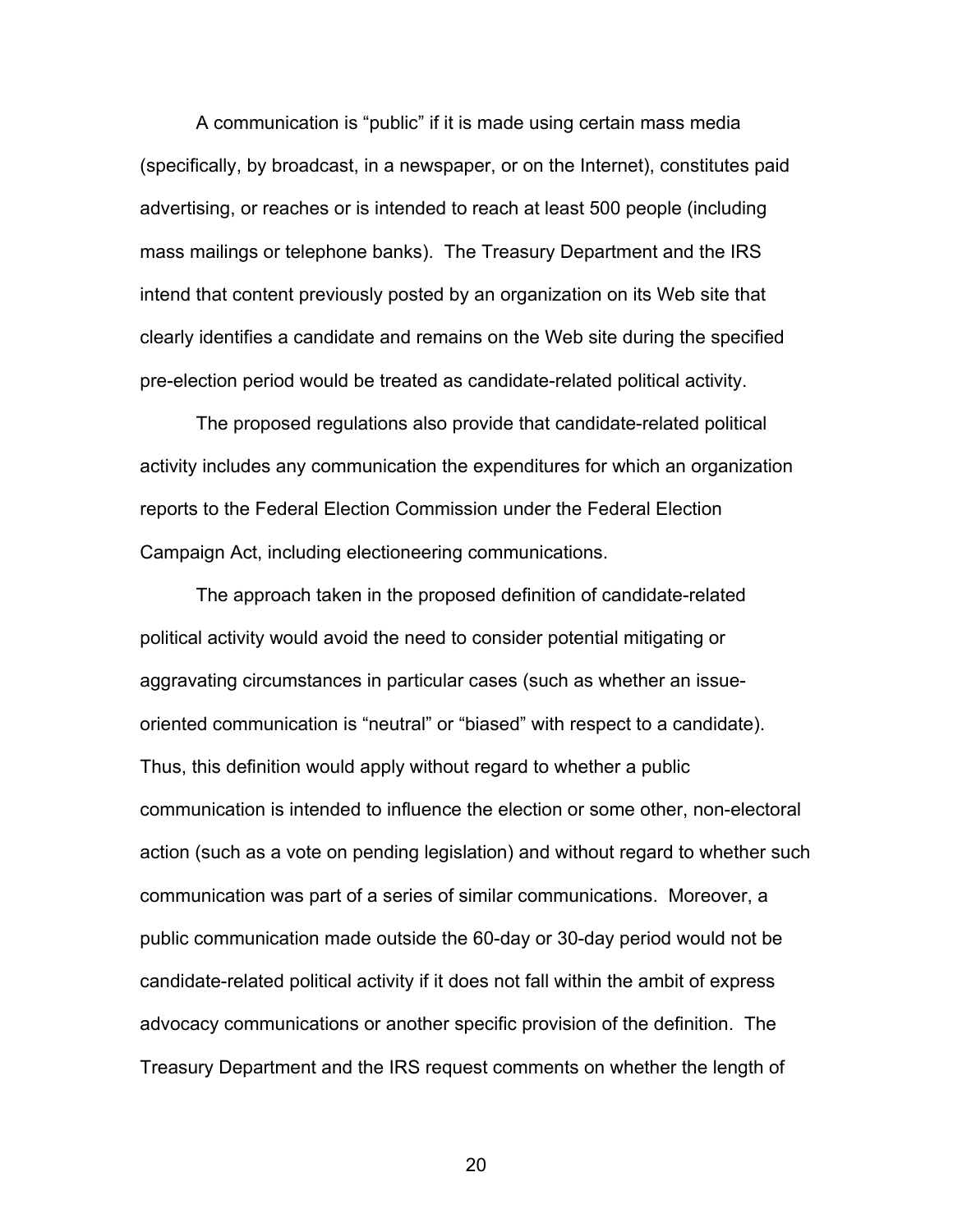A communication is "public" if it is made using certain mass media (specifically, by broadcast, in a newspaper, or on the Internet), constitutes paid advertising, or reaches or is intended to reach at least 500 people (including mass mailings or telephone banks). The Treasury Department and the IRS intend that content previously posted by an organization on its Web site that clearly identifies a candidate and remains on the Web site during the specified pre-election period would be treated as candidate-related political activity.

The proposed regulations also provide that candidate-related political activity includes any communication the expenditures for which an organization reports to the Federal Election Commission under the Federal Election Campaign Act, including electioneering communications.

The approach taken in the proposed definition of candidate-related political activity would avoid the need to consider potential mitigating or aggravating circumstances in particular cases (such as whether an issue-oriented communication is "neutral" or "biased" with respect to a candidate). Thus, this definition would apply without regard to whether a public communication is intended to influence the election or some other, non-electoral action (such as a vote on pending legislation) and without regard to whether such communication was part of a series of similar communications. Moreover, a public communication made outside the 60-day or 30-day period would not be candidate-related political activity if it does not fall within the ambit of express advocacy communications or another specific provision of the definition. The Treasury Department and the IRS request comments on whether the length of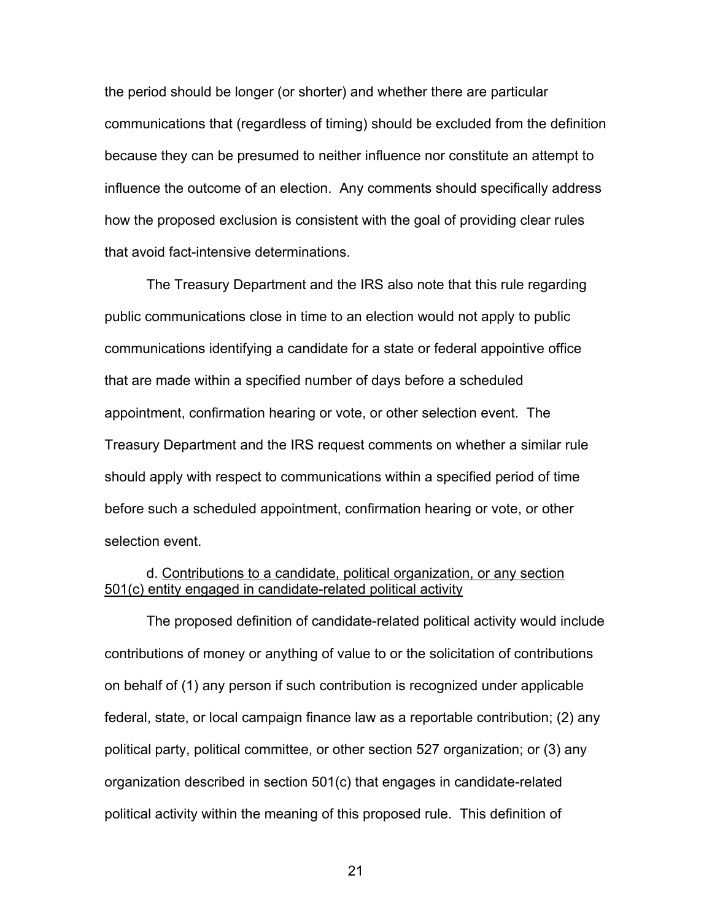the period should be longer (or shorter) and whether there are particular communications that (regardless of timing) should be excluded from the definition because they can be presumed to neither influence nor constitute an attempt to influence the outcome of an election. Any comments should specifically address how the proposed exclusion is consistent with the goal of providing clear rules that avoid fact-intensive determinations.

The Treasury Department and the IRS also note that this rule regarding public communications close in time to an election would not apply to public communications identifying a candidate for a state or federal appointive office that are made within a specified number of days before a scheduled appointment, confirmation hearing or vote, or other selection event. The Treasury Department and the IRS request comments on whether a similar rule should apply with respect to communications within a specified period of time before such a scheduled appointment, confirmation hearing or vote, or other selection event.

d. Contributions to a candidate, political organization, or any section 501(c) entity engaged in candidate-related political activity

The proposed definition of candidate-related political activity would include contributions of money or anything of value to or the solicitation of contributions on behalf of (1) any person if such contribution is recognized under applicable federal, state, or local campaign finance law as a reportable contribution; (2) any political party, political committee, or other section 527 organization; or (3) any organization described in section 501(c) that engages in candidate-related political activity within the meaning of this proposed rule. This definition of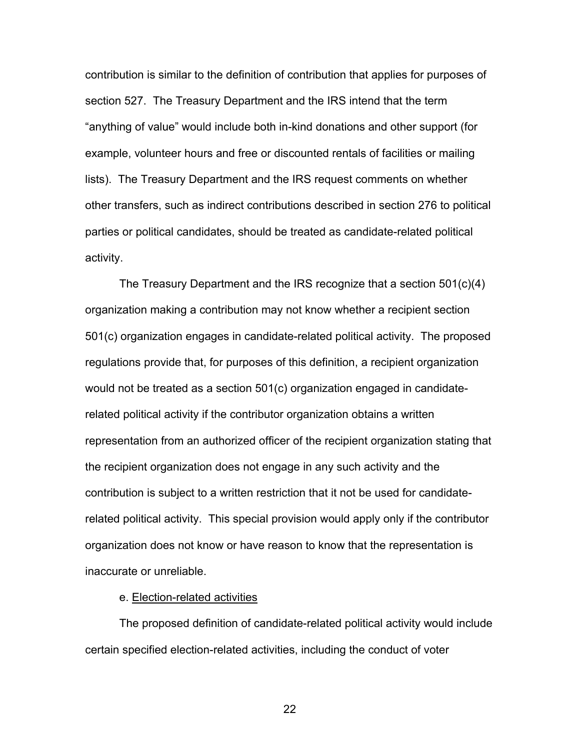contribution is similar to the definition of contribution that applies for purposes of section 527. The Treasury Department and the IRS intend that the term "anything of value" would include both in-kind donations and other support (for example, volunteer hours and free or discounted rentals of facilities or mailing lists). The Treasury Department and the IRS request comments on whether other transfers, such as indirect contributions described in section 276 to political parties or political candidates, should be treated as candidate-related political activity.

The Treasury Department and the IRS recognize that a section 501(c)(4) organization making a contribution may not know whether a recipient section 501(c) organization engages in candidate-related political activity. The proposed regulations provide that, for purposes of this definition, a recipient organization would not be treated as a section 501(c) organization engaged in candidate-related political activity if the contributor organization obtains a written representation from an authorized officer of the recipient organization stating that the recipient organization does not engage in any such activity and the contribution is subject to a written restriction that it not be used for candidate-related political activity. This special provision would apply only if the contributor organization does not know or have reason to know that the representation is inaccurate or unreliable.

e. Election-related activities

The proposed definition of candidate-related political activity would include certain specified election-related activities, including the conduct of voter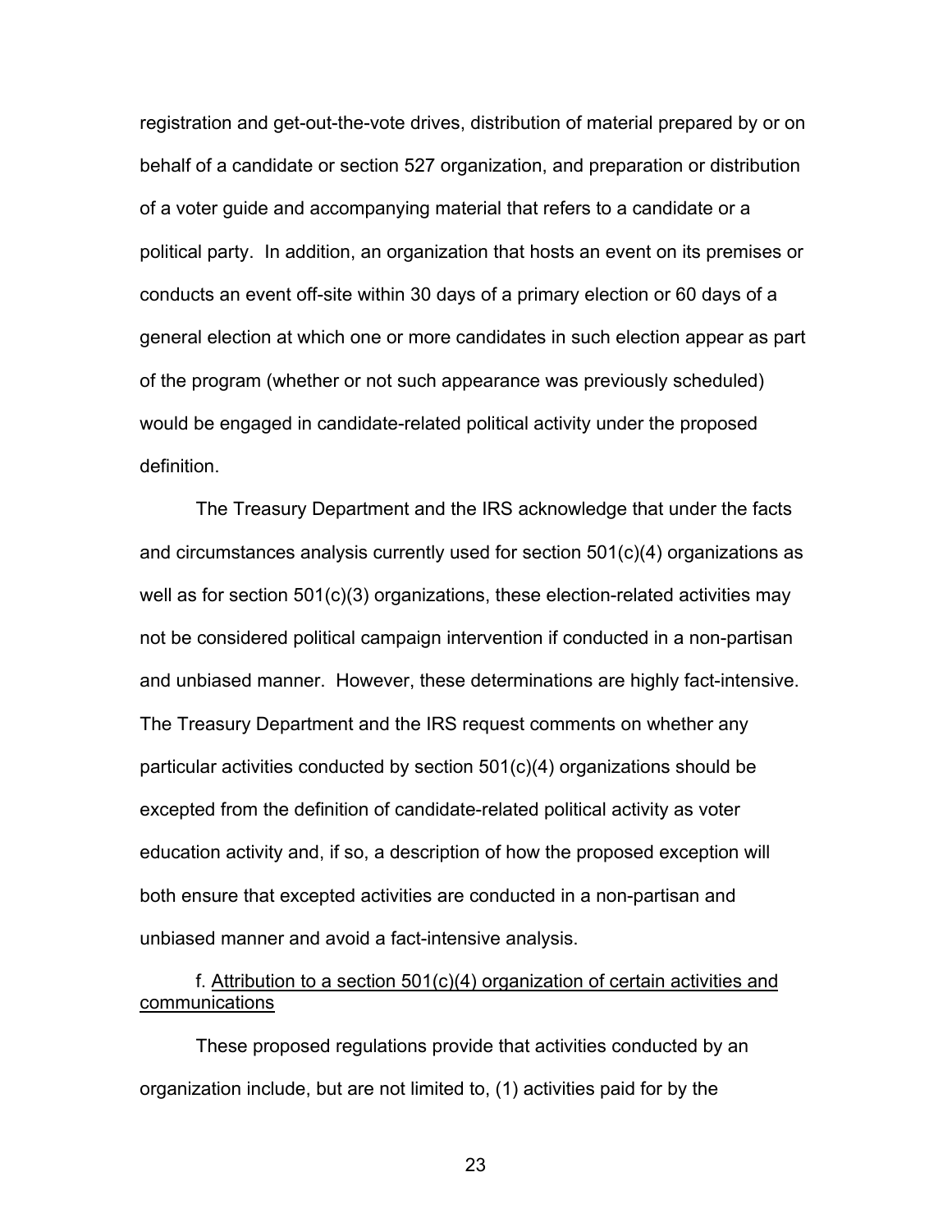registration and get-out-the-vote drives, distribution of material prepared by or on behalf of a candidate or section 527 organization, and preparation or distribution of a voter guide and accompanying material that refers to a candidate or a political party. In addition, an organization that hosts an event on its premises or conducts an event off-site within 30 days of a primary election or 60 days of a general election at which one or more candidates in such election appear as part of the program (whether or not such appearance was previously scheduled) would be engaged in candidate-related political activity under the proposed definition.

The Treasury Department and the IRS acknowledge that under the facts and circumstances analysis currently used for section 501(c)(4) organizations as well as for section 501(c)(3) organizations, these election-related activities may not be considered political campaign intervention if conducted in a non-partisan and unbiased manner. However, these determinations are highly fact-intensive. The Treasury Department and the IRS request comments on whether any particular activities conducted by section 501(c)(4) organizations should be excepted from the definition of candidate-related political activity as voter education activity and, if so, a description of how the proposed exception will both ensure that excepted activities are conducted in a non-partisan and unbiased manner and avoid a fact-intensive analysis.

f. Attribution to a section 501(c)(4) organization of certain activities and communications

These proposed regulations provide that activities conducted by an organization include, but are not limited to, (1) activities paid for by the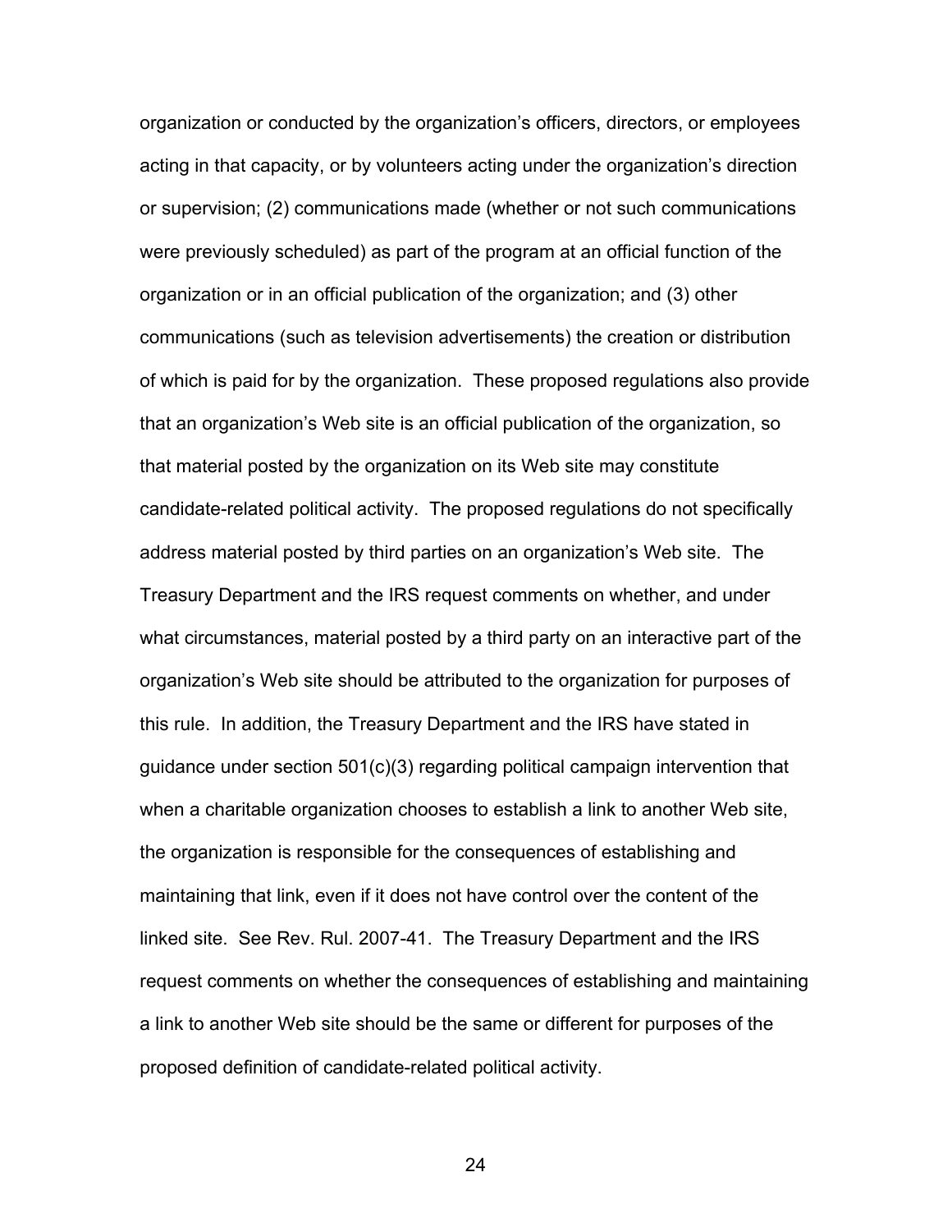organization or conducted by the organization’s officers, directors, or employees acting in that capacity, or by volunteers acting under the organization’s direction or supervision; (2) communications made (whether or not such communications were previously scheduled) as part of the program at an official function of the organization or in an official publication of the organization; and (3) other communications (such as television advertisements) the creation or distribution of which is paid for by the organization. These proposed regulations also provide that an organization’s Web site is an official publication of the organization, so that material posted by the organization on its Web site may constitute candidate-related political activity. The proposed regulations do not specifically address material posted by third parties on an organization’s Web site. The Treasury Department and the IRS request comments on whether, and under what circumstances, material posted by a third party on an interactive part of the organization’s Web site should be attributed to the organization for purposes of this rule. In addition, the Treasury Department and the IRS have stated in guidance under section 501(c)(3) regarding political campaign intervention that when a charitable organization chooses to establish a link to another Web site, the organization is responsible for the consequences of establishing and maintaining that link, even if it does not have control over the content of the linked site. See Rev. Rul. 2007-41. The Treasury Department and the IRS request comments on whether the consequences of establishing and maintaining a link to another Web site should be the same or different for purposes of the proposed definition of candidate-related political activity.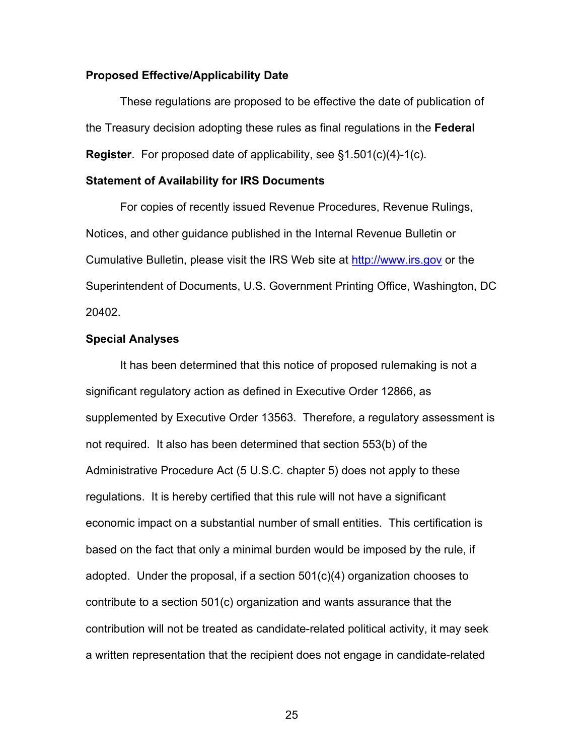**Proposed Effective/Applicability Date**

These regulations are proposed to be effective the date of publication of the Treasury decision adopting these rules as final regulations in the **Federal Register**. For proposed date of applicability, see §1.501(c)(4)-1(c).

**Statement of Availability for IRS Documents**

For copies of recently issued Revenue Procedures, Revenue Rulings, Notices, and other guidance published in the Internal Revenue Bulletin or Cumulative Bulletin, please visit the IRS Web site at http://www.irs.gov or the Superintendent of Documents, U.S. Government Printing Office, Washington, DC 20402.

**Special Analyses**

It has been determined that this notice of proposed rulemaking is not a significant regulatory action as defined in Executive Order 12866, as supplemented by Executive Order 13563. Therefore, a regulatory assessment is not required. It also has been determined that section 553(b) of the Administrative Procedure Act (5 U.S.C. chapter 5) does not apply to these regulations. It is hereby certified that this rule will not have a significant economic impact on a substantial number of small entities. This certification is based on the fact that only a minimal burden would be imposed by the rule, if adopted. Under the proposal, if a section 501(c)(4) organization chooses to contribute to a section 501(c) organization and wants assurance that the contribution will not be treated as candidate-related political activity, it may seek a written representation that the recipient does not engage in candidate-related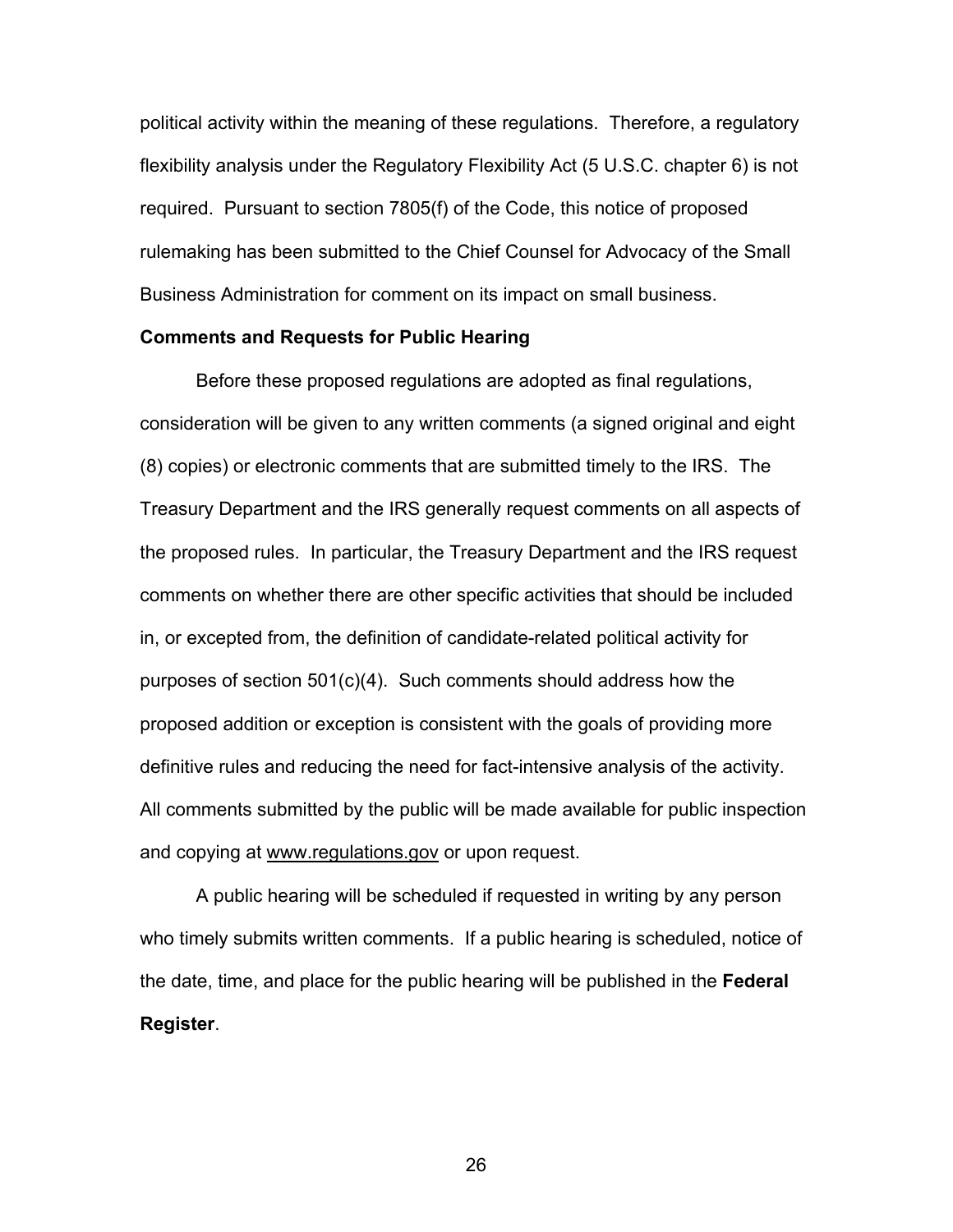political activity within the meaning of these regulations. Therefore, a regulatory flexibility analysis under the Regulatory Flexibility Act (5 U.S.C. chapter 6) is not required. Pursuant to section 7805(f) of the Code, this notice of proposed rulemaking has been submitted to the Chief Counsel for Advocacy of the Small Business Administration for comment on its impact on small business.

**Comments and Requests for Public Hearing**

Before these proposed regulations are adopted as final regulations, consideration will be given to any written comments (a signed original and eight (8) copies) or electronic comments that are submitted timely to the IRS. The Treasury Department and the IRS generally request comments on all aspects of the proposed rules. In particular, the Treasury Department and the IRS request comments on whether there are other specific activities that should be included in, or excepted from, the definition of candidate-related political activity for purposes of section 501(c)(4). Such comments should address how the proposed addition or exception is consistent with the goals of providing more definitive rules and reducing the need for fact-intensive analysis of the activity. All comments submitted by the public will be made available for public inspection and copying at www.regulations.gov or upon request.

A public hearing will be scheduled if requested in writing by any person who timely submits written comments. If a public hearing is scheduled, notice of the date, time, and place for the public hearing will be published in the **Federal Register**.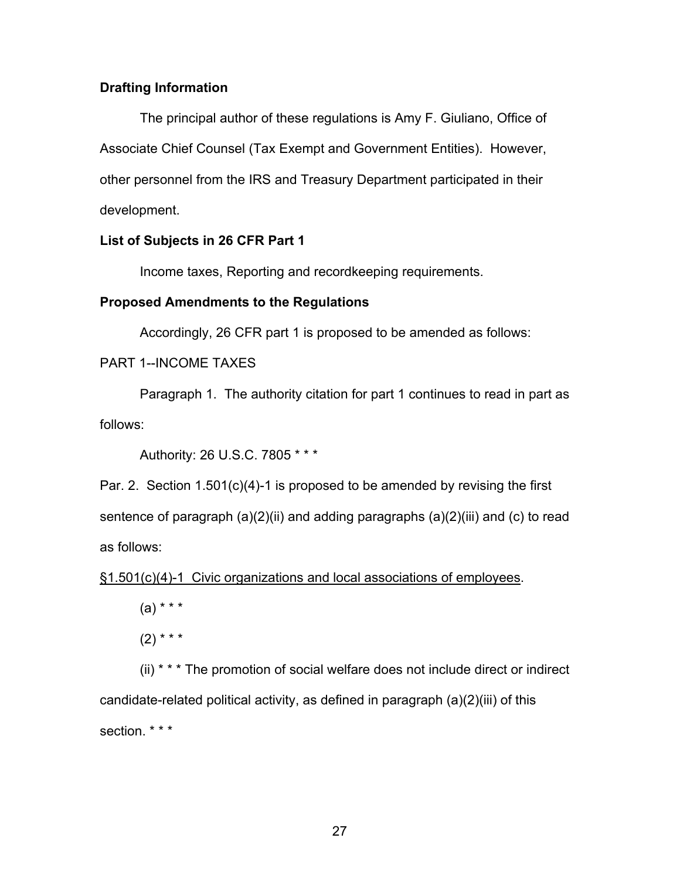**Drafting Information**

The principal author of these regulations is Amy F. Giuliano, Office of Associate Chief Counsel (Tax Exempt and Government Entities). However, other personnel from the IRS and Treasury Department participated in their development.

**List of Subjects in 26 CFR Part 1**

Income taxes, Reporting and recordkeeping requirements.

**Proposed Amendments to the Regulations**

Accordingly, 26 CFR part 1 is proposed to be amended as follows:

PART 1--INCOME TAXES

Paragraph 1. The authority citation for part 1 continues to read in part as follows:

Authority: 26 U.S.C. 7805 * * *

Par. 2. Section 1.501(c)(4)-1 is proposed to be amended by revising the first sentence of paragraph (a)(2)(ii) and adding paragraphs (a)(2)(iii) and (c) to read as follows:

§1.501(c)(4)-1 Civic organizations and local associations of employees.

(a) * * *

(2) * * *

(ii) * * * The promotion of social welfare does not include direct or indirect candidate-related political activity, as defined in paragraph (a)(2)(iii) of this section. * * *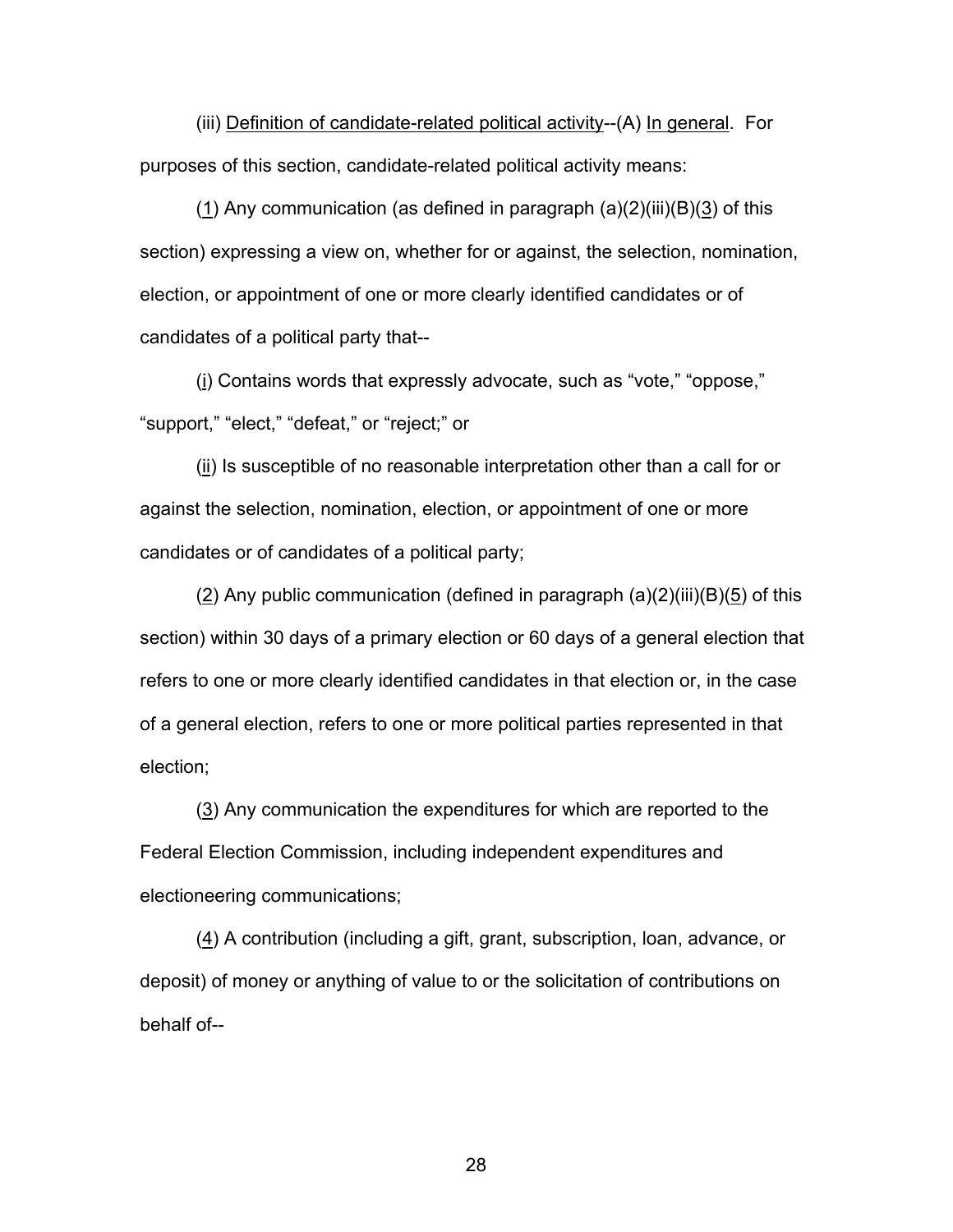(iii) Definition of candidate-related political activity--(A) In general. For purposes of this section, candidate-related political activity means:

(1) Any communication (as defined in paragraph (a)(2)(iii)(B)(3) of this section) expressing a view on, whether for or against, the selection, nomination, election, or appointment of one or more clearly identified candidates or of candidates of a political party that--

(i) Contains words that expressly advocate, such as "vote," "oppose," "support," "elect," "defeat," or "reject;" or

(ii) Is susceptible of no reasonable interpretation other than a call for or against the selection, nomination, election, or appointment of one or more candidates or of candidates of a political party;

(2) Any public communication (defined in paragraph (a)(2)(iii)(B)(5) of this section) within 30 days of a primary election or 60 days of a general election that refers to one or more clearly identified candidates in that election or, in the case of a general election, refers to one or more political parties represented in that election;

(3) Any communication the expenditures for which are reported to the Federal Election Commission, including independent expenditures and electioneering communications;

(4) A contribution (including a gift, grant, subscription, loan, advance, or deposit) of money or anything of value to or the solicitation of contributions on behalf of--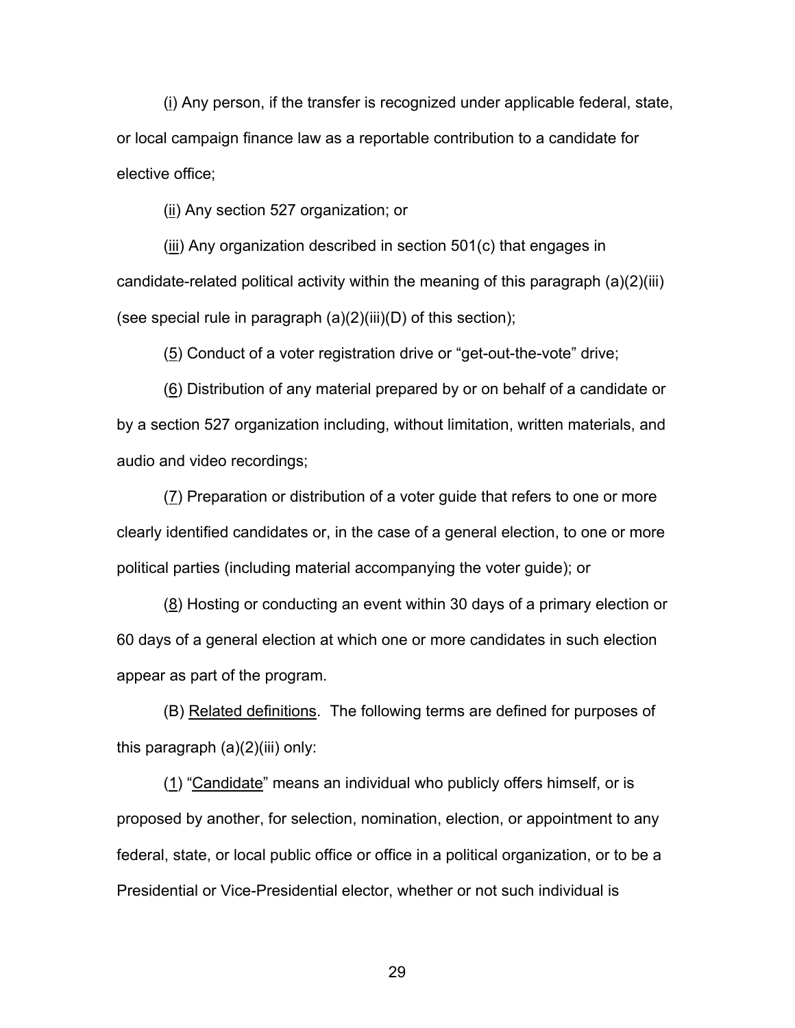(i) Any person, if the transfer is recognized under applicable federal, state, or local campaign finance law as a reportable contribution to a candidate for elective office;

(ii) Any section 527 organization; or

(iii) Any organization described in section 501(c) that engages in candidate-related political activity within the meaning of this paragraph (a)(2)(iii) (see special rule in paragraph (a)(2)(iii)(D) of this section);

(5) Conduct of a voter registration drive or "get-out-the-vote" drive;

(6) Distribution of any material prepared by or on behalf of a candidate or by a section 527 organization including, without limitation, written materials, and audio and video recordings;

(7) Preparation or distribution of a voter guide that refers to one or more clearly identified candidates or, in the case of a general election, to one or more political parties (including material accompanying the voter guide); or

(8) Hosting or conducting an event within 30 days of a primary election or 60 days of a general election at which one or more candidates in such election appear as part of the program.

(B) Related definitions. The following terms are defined for purposes of this paragraph (a)(2)(iii) only:

(1) "Candidate" means an individual who publicly offers himself, or is proposed by another, for selection, nomination, election, or appointment to any federal, state, or local public office or office in a political organization, or to be a Presidential or Vice-Presidential elector, whether or not such individual is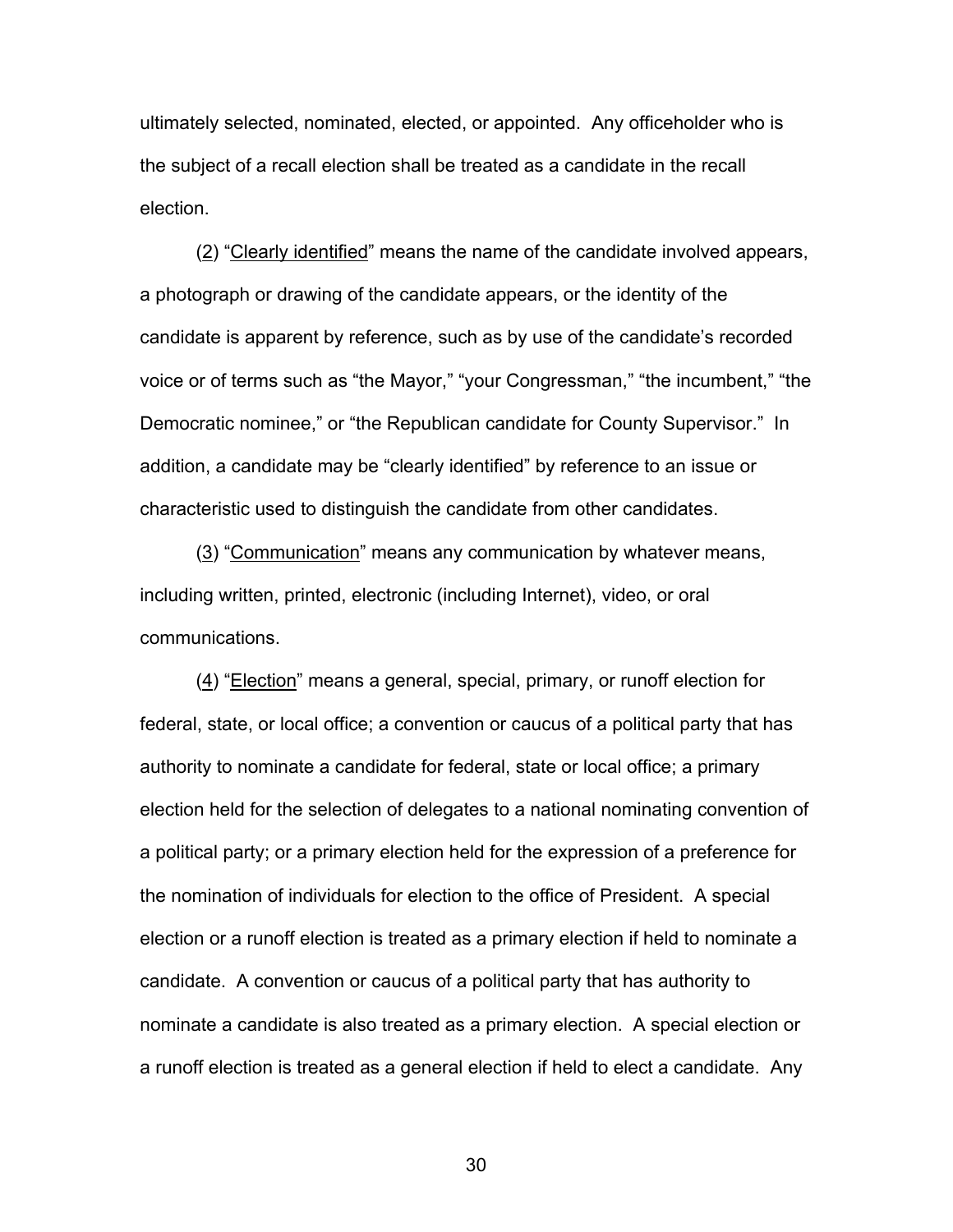ultimately selected, nominated, elected, or appointed. Any officeholder who is the subject of a recall election shall be treated as a candidate in the recall election.

(2) "Clearly identified" means the name of the candidate involved appears, a photograph or drawing of the candidate appears, or the identity of the candidate is apparent by reference, such as by use of the candidate's recorded voice or of terms such as "the Mayor," "your Congressman," "the incumbent," "the Democratic nominee," or "the Republican candidate for County Supervisor." In addition, a candidate may be "clearly identified" by reference to an issue or characteristic used to distinguish the candidate from other candidates.

(3) "Communication" means any communication by whatever means, including written, printed, electronic (including Internet), video, or oral communications.

(4) "Election" means a general, special, primary, or runoff election for federal, state, or local office; a convention or caucus of a political party that has authority to nominate a candidate for federal, state or local office; a primary election held for the selection of delegates to a national nominating convention of a political party; or a primary election held for the expression of a preference for the nomination of individuals for election to the office of President. A special election or a runoff election is treated as a primary election if held to nominate a candidate. A convention or caucus of a political party that has authority to nominate a candidate is also treated as a primary election. A special election or a runoff election is treated as a general election if held to elect a candidate. Any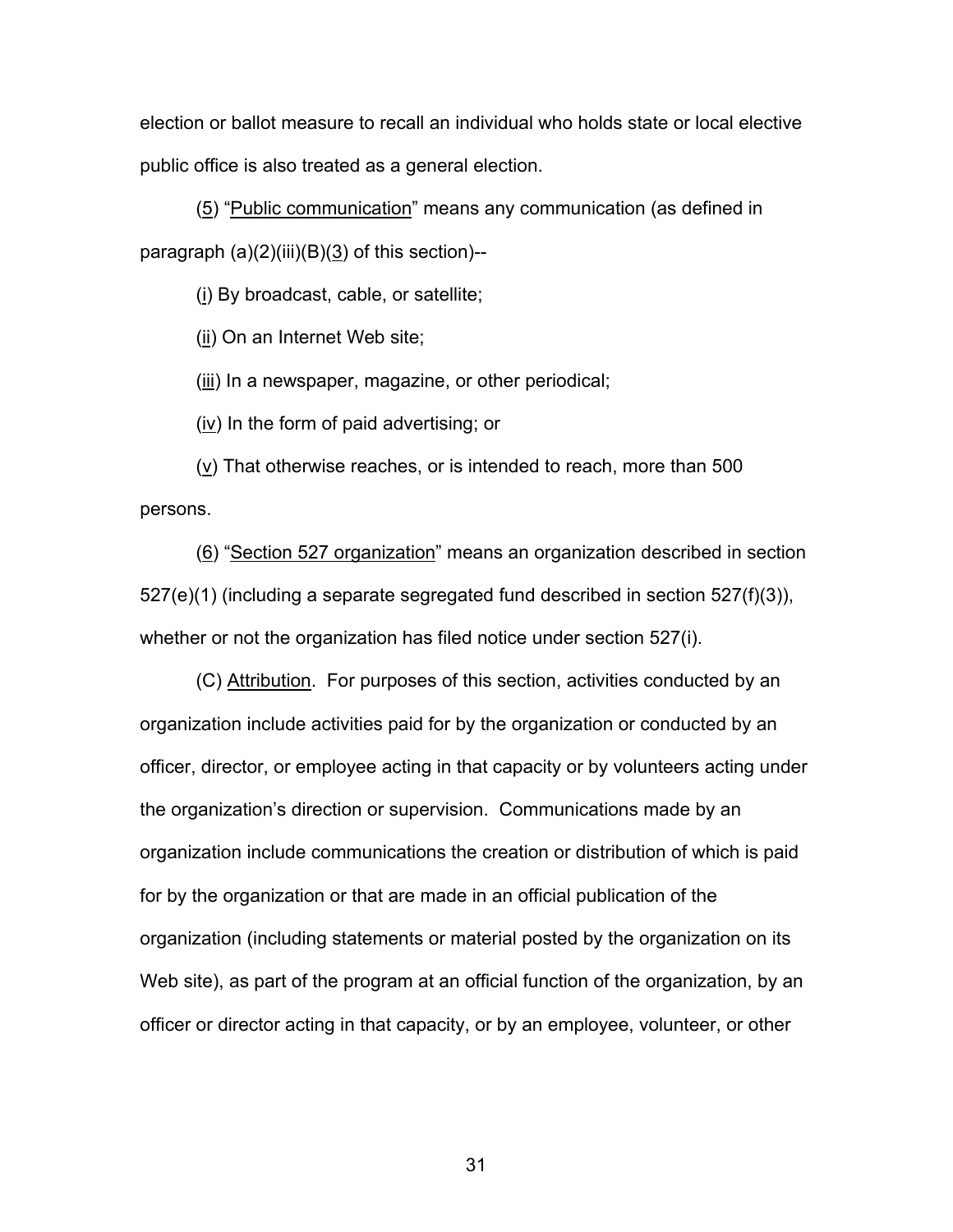election or ballot measure to recall an individual who holds state or local elective public office is also treated as a general election.

(5) "Public communication" means any communication (as defined in paragraph (a)(2)(iii)(B)(3) of this section)--

(i) By broadcast, cable, or satellite;

(ii) On an Internet Web site;

(iii) In a newspaper, magazine, or other periodical;

(iv) In the form of paid advertising; or

(v) That otherwise reaches, or is intended to reach, more than 500 persons.

(6) "Section 527 organization" means an organization described in section 527(e)(1) (including a separate segregated fund described in section 527(f)(3)), whether or not the organization has filed notice under section 527(i).

(C) Attribution. For purposes of this section, activities conducted by an organization include activities paid for by the organization or conducted by an officer, director, or employee acting in that capacity or by volunteers acting under the organization's direction or supervision. Communications made by an organization include communications the creation or distribution of which is paid for by the organization or that are made in an official publication of the organization (including statements or material posted by the organization on its Web site), as part of the program at an official function of the organization, by an officer or director acting in that capacity, or by an employee, volunteer, or other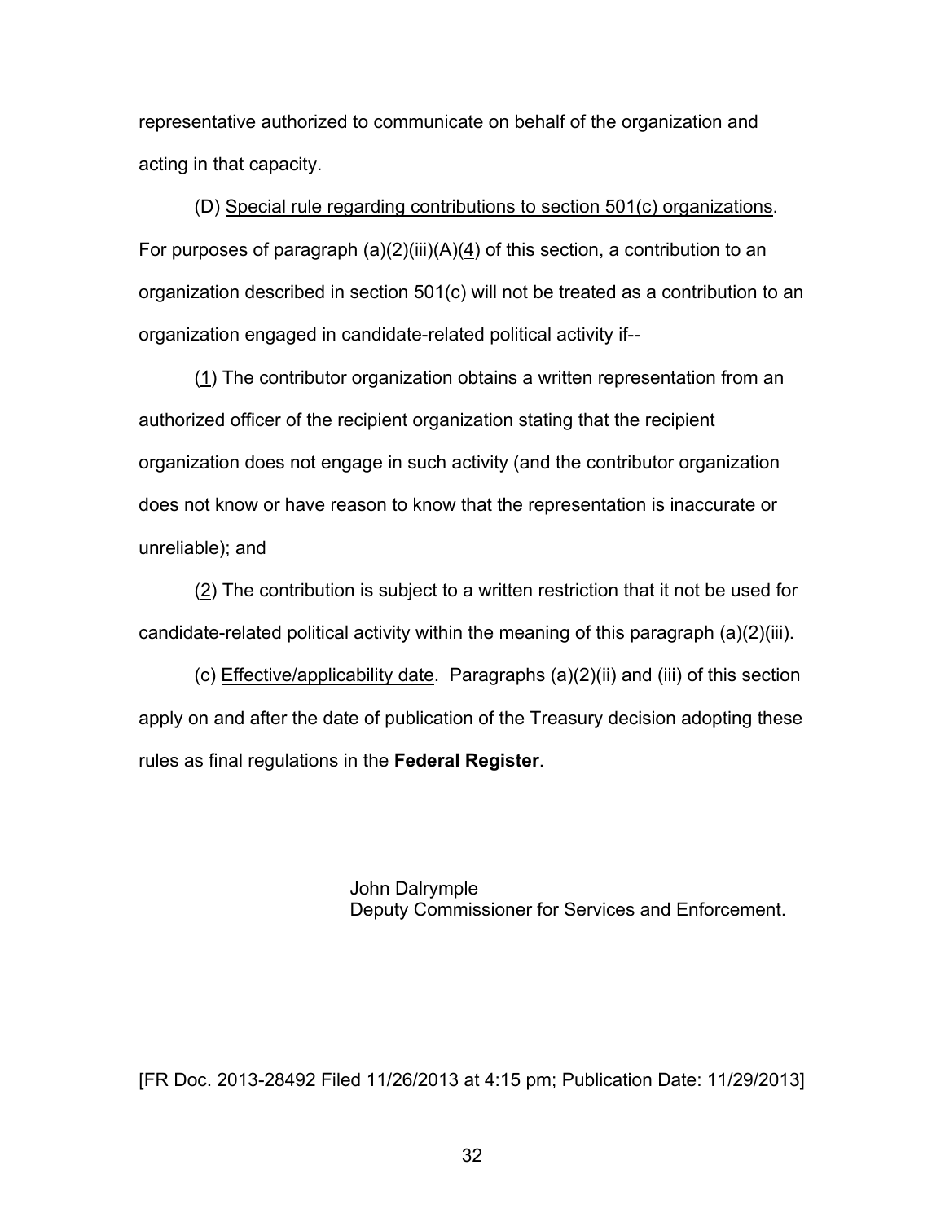representative authorized to communicate on behalf of the organization and acting in that capacity.

(D) Special rule regarding contributions to section 501(c) organizations. For purposes of paragraph (a)(2)(iii)(A)(4) of this section, a contribution to an organization described in section 501(c) will not be treated as a contribution to an organization engaged in candidate-related political activity if--

(1) The contributor organization obtains a written representation from an authorized officer of the recipient organization stating that the recipient organization does not engage in such activity (and the contributor organization does not know or have reason to know that the representation is inaccurate or unreliable); and

(2) The contribution is subject to a written restriction that it not be used for candidate-related political activity within the meaning of this paragraph (a)(2)(iii).

(c) Effective/applicability date. Paragraphs (a)(2)(ii) and (iii) of this section apply on and after the date of publication of the Treasury decision adopting these rules as final regulations in the **Federal Register**.

John Dalrymple
Deputy Commissioner for Services and Enforcement.

[FR Doc. 2013-28492 Filed 11/26/2013 at 4:15 pm; Publication Date: 11/29/2013]